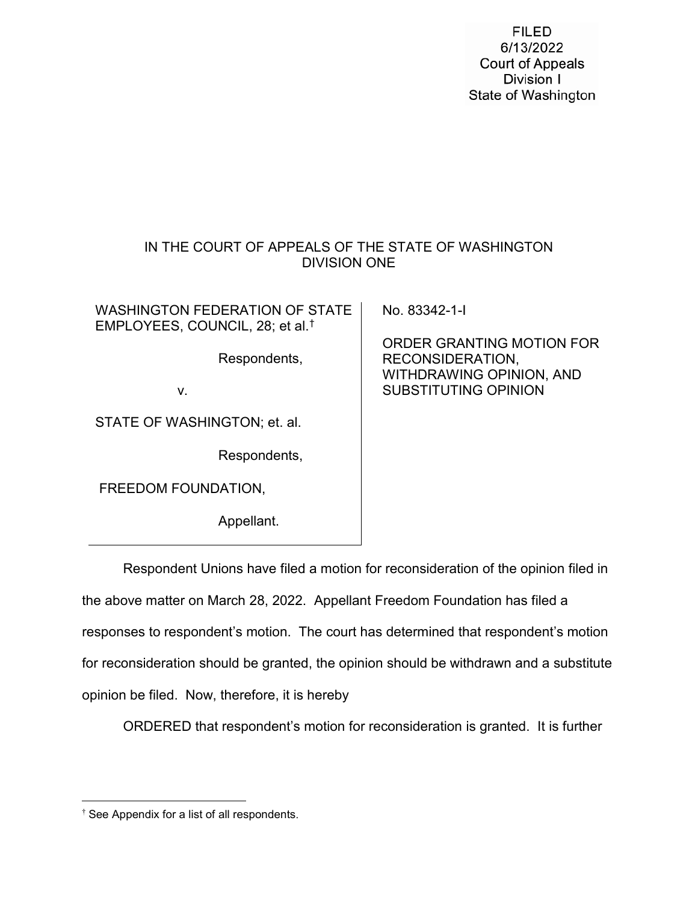FILED
6/13/2022
Court of Appeals
Division I
State of Washington

IN THE COURT OF APPEALS OF THE STATE OF WASHINGTON
DIVISION ONE

| | |
|---|---|
| WASHINGTON FEDERATION OF STATE EMPLOYEES, COUNCIL, 28; et al.[†]<br><br>Respondents,<br><br>v.<br><br>STATE OF WASHINGTON; et. al.<br><br>Respondents,<br><br>FREEDOM FOUNDATION,<br><br>Appellant. | No. 83342-1-I<br><br>ORDER GRANTING MOTION FOR RECONSIDERATION, WITHDRAWING OPINION, AND SUBSTITUTING OPINION |

Respondent Unions have filed a motion for reconsideration of the opinion filed in the above matter on March 28, 2022. Appellant Freedom Foundation has filed a responses to respondent's motion. The court has determined that respondent's motion for reconsideration should be granted, the opinion should be withdrawn and a substitute opinion be filed. Now, therefore, it is hereby

ORDERED that respondent's motion for reconsideration is granted. It is further

[†] See Appendix for a list of all respondents.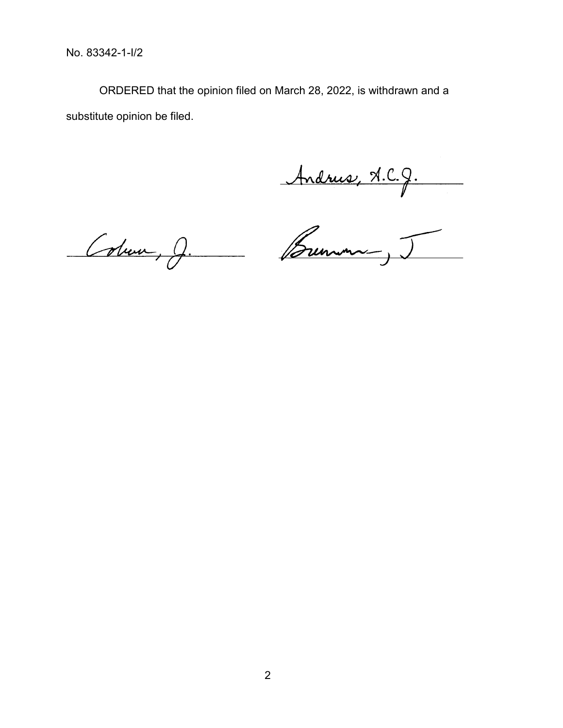No. 83342-1-I/2

ORDERED that the opinion filed on March 28, 2022, is withdrawn and a substitute opinion be filed.

Andrus, A.C.J.

Coburn, J. Bowman, J.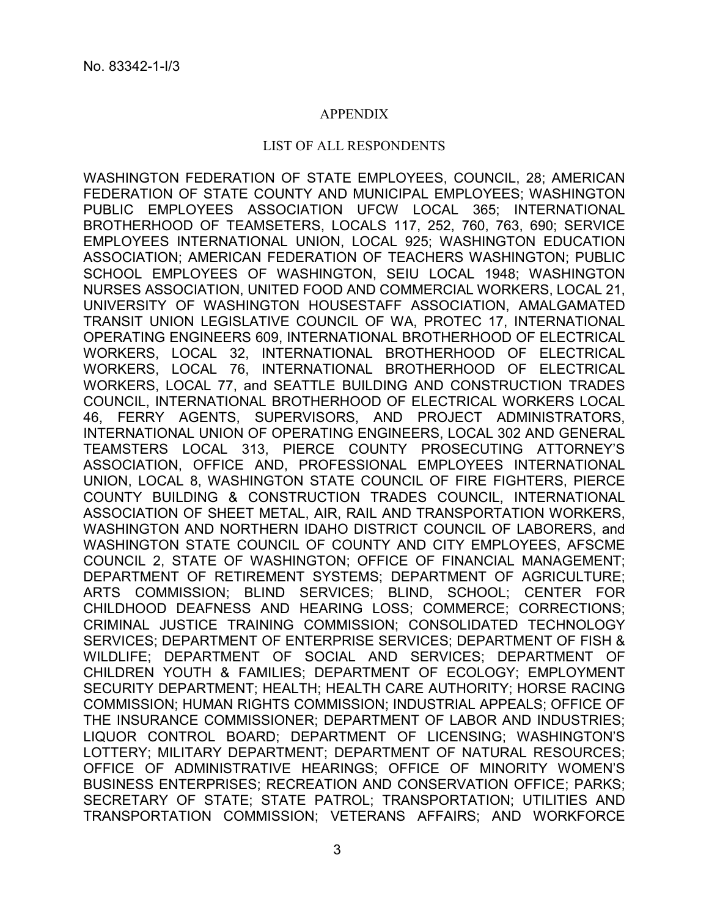No. 83342-1-I/3

APPENDIX

LIST OF ALL RESPONDENTS

WASHINGTON FEDERATION OF STATE EMPLOYEES, COUNCIL, 28; AMERICAN FEDERATION OF STATE COUNTY AND MUNICIPAL EMPLOYEES; WASHINGTON PUBLIC EMPLOYEES ASSOCIATION UFCW LOCAL 365; INTERNATIONAL BROTHERHOOD OF TEAMSETERS, LOCALS 117, 252, 760, 763, 690; SERVICE EMPLOYEES INTERNATIONAL UNION, LOCAL 925; WASHINGTON EDUCATION ASSOCIATION; AMERICAN FEDERATION OF TEACHERS WASHINGTON; PUBLIC SCHOOL EMPLOYEES OF WASHINGTON, SEIU LOCAL 1948; WASHINGTON NURSES ASSOCIATION, UNITED FOOD AND COMMERCIAL WORKERS, LOCAL 21, UNIVERSITY OF WASHINGTON HOUSESTAFF ASSOCIATION, AMALGAMATED TRANSIT UNION LEGISLATIVE COUNCIL OF WA, PROTEC 17, INTERNATIONAL OPERATING ENGINEERS 609, INTERNATIONAL BROTHERHOOD OF ELECTRICAL WORKERS, LOCAL 32, INTERNATIONAL BROTHERHOOD OF ELECTRICAL WORKERS, LOCAL 76, INTERNATIONAL BROTHERHOOD OF ELECTRICAL WORKERS, LOCAL 77, and SEATTLE BUILDING AND CONSTRUCTION TRADES COUNCIL, INTERNATIONAL BROTHERHOOD OF ELECTRICAL WORKERS LOCAL 46, FERRY AGENTS, SUPERVISORS, AND PROJECT ADMINISTRATORS, INTERNATIONAL UNION OF OPERATING ENGINEERS, LOCAL 302 AND GENERAL TEAMSTERS LOCAL 313, PIERCE COUNTY PROSECUTING ATTORNEY'S ASSOCIATION, OFFICE AND, PROFESSIONAL EMPLOYEES INTERNATIONAL UNION, LOCAL 8, WASHINGTON STATE COUNCIL OF FIRE FIGHTERS, PIERCE COUNTY BUILDING & CONSTRUCTION TRADES COUNCIL, INTERNATIONAL ASSOCIATION OF SHEET METAL, AIR, RAIL AND TRANSPORTATION WORKERS, WASHINGTON AND NORTHERN IDAHO DISTRICT COUNCIL OF LABORERS, and WASHINGTON STATE COUNCIL OF COUNTY AND CITY EMPLOYEES, AFSCME COUNCIL 2, STATE OF WASHINGTON; OFFICE OF FINANCIAL MANAGEMENT; DEPARTMENT OF RETIREMENT SYSTEMS; DEPARTMENT OF AGRICULTURE; ARTS COMMISSION; BLIND SERVICES; BLIND, SCHOOL; CENTER FOR CHILDHOOD DEAFNESS AND HEARING LOSS; COMMERCE; CORRECTIONS; CRIMINAL JUSTICE TRAINING COMMISSION; CONSOLIDATED TECHNOLOGY SERVICES; DEPARTMENT OF ENTERPRISE SERVICES; DEPARTMENT OF FISH & WILDLIFE; DEPARTMENT OF SOCIAL AND SERVICES; DEPARTMENT OF CHILDREN YOUTH & FAMILIES; DEPARTMENT OF ECOLOGY; EMPLOYMENT SECURITY DEPARTMENT; HEALTH; HEALTH CARE AUTHORITY; HORSE RACING COMMISSION; HUMAN RIGHTS COMMISSION; INDUSTRIAL APPEALS; OFFICE OF THE INSURANCE COMMISSIONER; DEPARTMENT OF LABOR AND INDUSTRIES; LIQUOR CONTROL BOARD; DEPARTMENT OF LICENSING; WASHINGTON'S LOTTERY; MILITARY DEPARTMENT; DEPARTMENT OF NATURAL RESOURCES; OFFICE OF ADMINISTRATIVE HEARINGS; OFFICE OF MINORITY WOMEN'S BUSINESS ENTERPRISES; RECREATION AND CONSERVATION OFFICE; PARKS; SECRETARY OF STATE; STATE PATROL; TRANSPORTATION; UTILITIES AND TRANSPORTATION COMMISSION; VETERANS AFFAIRS; AND WORKFORCE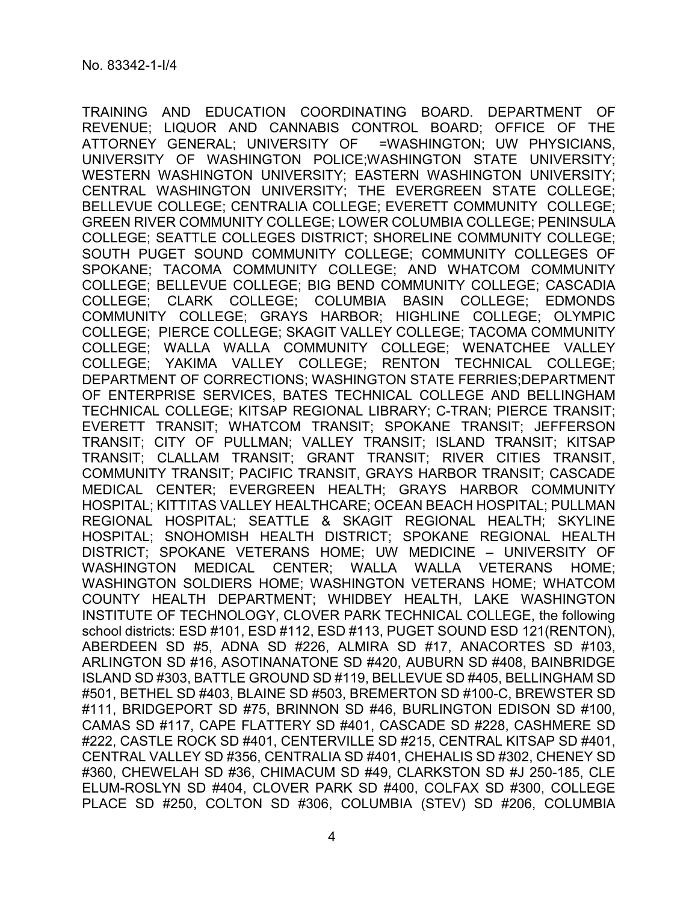TRAINING AND EDUCATION COORDINATING BOARD. DEPARTMENT OF REVENUE; LIQUOR AND CANNABIS CONTROL BOARD; OFFICE OF THE ATTORNEY GENERAL; UNIVERSITY OF =WASHINGTON; UW PHYSICIANS, UNIVERSITY OF WASHINGTON POLICE;WASHINGTON STATE UNIVERSITY; WESTERN WASHINGTON UNIVERSITY; EASTERN WASHINGTON UNIVERSITY; CENTRAL WASHINGTON UNIVERSITY; THE EVERGREEN STATE COLLEGE; BELLEVUE COLLEGE; CENTRALIA COLLEGE; EVERETT COMMUNITY COLLEGE; GREEN RIVER COMMUNITY COLLEGE; LOWER COLUMBIA COLLEGE; PENINSULA COLLEGE; SEATTLE COLLEGES DISTRICT; SHORELINE COMMUNITY COLLEGE; SOUTH PUGET SOUND COMMUNITY COLLEGE; COMMUNITY COLLEGES OF SPOKANE; TACOMA COMMUNITY COLLEGE; AND WHATCOM COMMUNITY COLLEGE; BELLEVUE COLLEGE; BIG BEND COMMUNITY COLLEGE; CASCADIA COLLEGE; CLARK COLLEGE; COLUMBIA BASIN COLLEGE; EDMONDS COMMUNITY COLLEGE; GRAYS HARBOR; HIGHLINE COLLEGE; OLYMPIC COLLEGE; PIERCE COLLEGE; SKAGIT VALLEY COLLEGE; TACOMA COMMUNITY COLLEGE; WALLA WALLA COMMUNITY COLLEGE; WENATCHEE VALLEY COLLEGE; YAKIMA VALLEY COLLEGE; RENTON TECHNICAL COLLEGE; DEPARTMENT OF CORRECTIONS; WASHINGTON STATE FERRIES;DEPARTMENT OF ENTERPRISE SERVICES, BATES TECHNICAL COLLEGE AND BELLINGHAM TECHNICAL COLLEGE; KITSAP REGIONAL LIBRARY; C-TRAN; PIERCE TRANSIT; EVERETT TRANSIT; WHATCOM TRANSIT; SPOKANE TRANSIT; JEFFERSON TRANSIT; CITY OF PULLMAN; VALLEY TRANSIT; ISLAND TRANSIT; KITSAP TRANSIT; CLALLAM TRANSIT; GRANT TRANSIT; RIVER CITIES TRANSIT, COMMUNITY TRANSIT; PACIFIC TRANSIT, GRAYS HARBOR TRANSIT; CASCADE MEDICAL CENTER; EVERGREEN HEALTH; GRAYS HARBOR COMMUNITY HOSPITAL; KITTITAS VALLEY HEALTHCARE; OCEAN BEACH HOSPITAL; PULLMAN REGIONAL HOSPITAL; SEATTLE & SKAGIT REGIONAL HEALTH; SKYLINE HOSPITAL; SNOHOMISH HEALTH DISTRICT; SPOKANE REGIONAL HEALTH DISTRICT; SPOKANE VETERANS HOME; UW MEDICINE – UNIVERSITY OF WASHINGTON MEDICAL CENTER; WALLA WALLA VETERANS HOME; WASHINGTON SOLDIERS HOME; WASHINGTON VETERANS HOME; WHATCOM COUNTY HEALTH DEPARTMENT; WHIDBEY HEALTH, LAKE WASHINGTON INSTITUTE OF TECHNOLOGY, CLOVER PARK TECHNICAL COLLEGE, the following school districts: ESD #101, ESD #112, ESD #113, PUGET SOUND ESD 121(RENTON), ABERDEEN SD #5, ADNA SD #226, ALMIRA SD #17, ANACORTES SD #103, ARLINGTON SD #16, ASOTINANATONE SD #420, AUBURN SD #408, BAINBRIDGE ISLAND SD #303, BATTLE GROUND SD #119, BELLEVUE SD #405, BELLINGHAM SD #501, BETHEL SD #403, BLAINE SD #503, BREMERTON SD #100-C, BREWSTER SD #111, BRIDGEPORT SD #75, BRINNON SD #46, BURLINGTON EDISON SD #100, CAMAS SD #117, CAPE FLATTERY SD #401, CASCADE SD #228, CASHMERE SD #222, CASTLE ROCK SD #401, CENTERVILLE SD #215, CENTRAL KITSAP SD #401, CENTRAL VALLEY SD #356, CENTRALIA SD #401, CHEHALIS SD #302, CHENEY SD #360, CHEWELAH SD #36, CHIMACUM SD #49, CLARKSTON SD #J 250-185, CLE ELUM-ROSLYN SD #404, CLOVER PARK SD #400, COLFAX SD #300, COLLEGE PLACE SD #250, COLTON SD #306, COLUMBIA (STEV) SD #206, COLUMBIA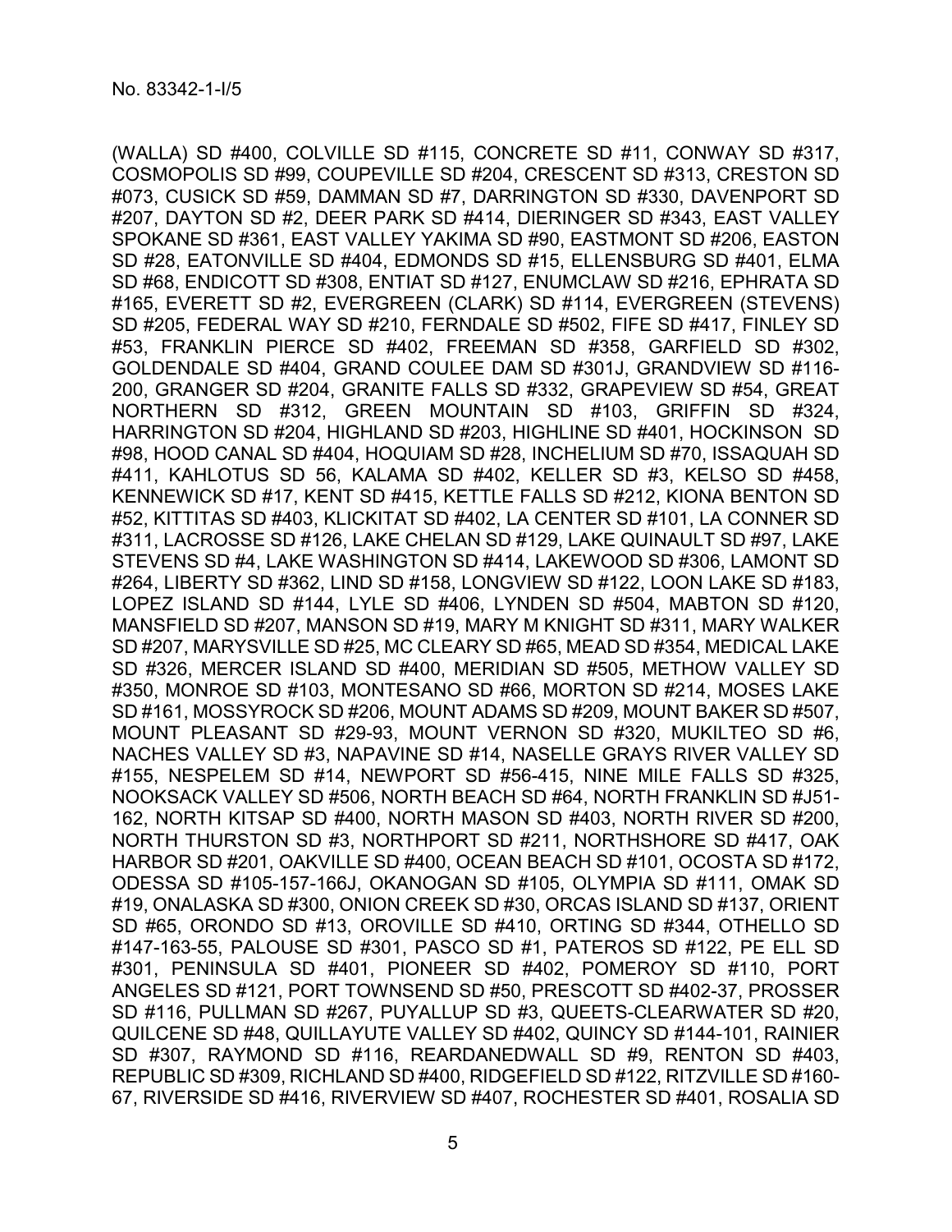(WALLA) SD #400, COLVILLE SD #115, CONCRETE SD #11, CONWAY SD #317, COSMOPOLIS SD #99, COUPEVILLE SD #204, CRESCENT SD #313, CRESTON SD #073, CUSICK SD #59, DAMMAN SD #7, DARRINGTON SD #330, DAVENPORT SD #207, DAYTON SD #2, DEER PARK SD #414, DIERINGER SD #343, EAST VALLEY SPOKANE SD #361, EAST VALLEY YAKIMA SD #90, EASTMONT SD #206, EASTON SD #28, EATONVILLE SD #404, EDMONDS SD #15, ELLENSBURG SD #401, ELMA SD #68, ENDICOTT SD #308, ENTIAT SD #127, ENUMCLAW SD #216, EPHRATA SD #165, EVERETT SD #2, EVERGREEN (CLARK) SD #114, EVERGREEN (STEVENS) SD #205, FEDERAL WAY SD #210, FERNDALE SD #502, FIFE SD #417, FINLEY SD #53, FRANKLIN PIERCE SD #402, FREEMAN SD #358, GARFIELD SD #302, GOLDENDALE SD #404, GRAND COULEE DAM SD #301J, GRANDVIEW SD #116-200, GRANGER SD #204, GRANITE FALLS SD #332, GRAPEVIEW SD #54, GREAT NORTHERN SD #312, GREEN MOUNTAIN SD #103, GRIFFIN SD #324, HARRINGTON SD #204, HIGHLAND SD #203, HIGHLINE SD #401, HOCKINSON SD #98, HOOD CANAL SD #404, HOQUIAM SD #28, INCHELIUM SD #70, ISSAQUAH SD #411, KAHLOTUS SD 56, KALAMA SD #402, KELLER SD #3, KELSO SD #458, KENNEWICK SD #17, KENT SD #415, KETTLE FALLS SD #212, KIONA BENTON SD #52, KITTITAS SD #403, KLICKITAT SD #402, LA CENTER SD #101, LA CONNER SD #311, LACROSSE SD #126, LAKE CHELAN SD #129, LAKE QUINAULT SD #97, LAKE STEVENS SD #4, LAKE WASHINGTON SD #414, LAKEWOOD SD #306, LAMONT SD #264, LIBERTY SD #362, LIND SD #158, LONGVIEW SD #122, LOON LAKE SD #183, LOPEZ ISLAND SD #144, LYLE SD #406, LYNDEN SD #504, MABTON SD #120, MANSFIELD SD #207, MANSON SD #19, MARY M KNIGHT SD #311, MARY WALKER SD #207, MARYSVILLE SD #25, MC CLEARY SD #65, MEAD SD #354, MEDICAL LAKE SD #326, MERCER ISLAND SD #400, MERIDIAN SD #505, METHOW VALLEY SD #350, MONROE SD #103, MONTESANO SD #66, MORTON SD #214, MOSES LAKE SD #161, MOSSYROCK SD #206, MOUNT ADAMS SD #209, MOUNT BAKER SD #507, MOUNT PLEASANT SD #29-93, MOUNT VERNON SD #320, MUKILTEO SD #6, NACHES VALLEY SD #3, NAPAVINE SD #14, NASELLE GRAYS RIVER VALLEY SD #155, NESPELEM SD #14, NEWPORT SD #56-415, NINE MILE FALLS SD #325, NOOKSACK VALLEY SD #506, NORTH BEACH SD #64, NORTH FRANKLIN SD #J51-162, NORTH KITSAP SD #400, NORTH MASON SD #403, NORTH RIVER SD #200, NORTH THURSTON SD #3, NORTHPORT SD #211, NORTHSHORE SD #417, OAK HARBOR SD #201, OAKVILLE SD #400, OCEAN BEACH SD #101, OCOSTA SD #172, ODESSA SD #105-157-166J, OKANOGAN SD #105, OLYMPIA SD #111, OMAK SD #19, ONALASKA SD #300, ONION CREEK SD #30, ORCAS ISLAND SD #137, ORIENT SD #65, ORONDO SD #13, OROVILLE SD #410, ORTING SD #344, OTHELLO SD #147-163-55, PALOUSE SD #301, PASCO SD #1, PATEROS SD #122, PE ELL SD #301, PENINSULA SD #401, PIONEER SD #402, POMEROY SD #110, PORT ANGELES SD #121, PORT TOWNSEND SD #50, PRESCOTT SD #402-37, PROSSER SD #116, PULLMAN SD #267, PUYALLUP SD #3, QUEETS-CLEARWATER SD #20, QUILCENE SD #48, QUILLAYUTE VALLEY SD #402, QUINCY SD #144-101, RAINIER SD #307, RAYMOND SD #116, REARDANEDWALL SD #9, RENTON SD #403, REPUBLIC SD #309, RICHLAND SD #400, RIDGEFIELD SD #122, RITZVILLE SD #160-67, RIVERSIDE SD #416, RIVERVIEW SD #407, ROCHESTER SD #401, ROSALIA SD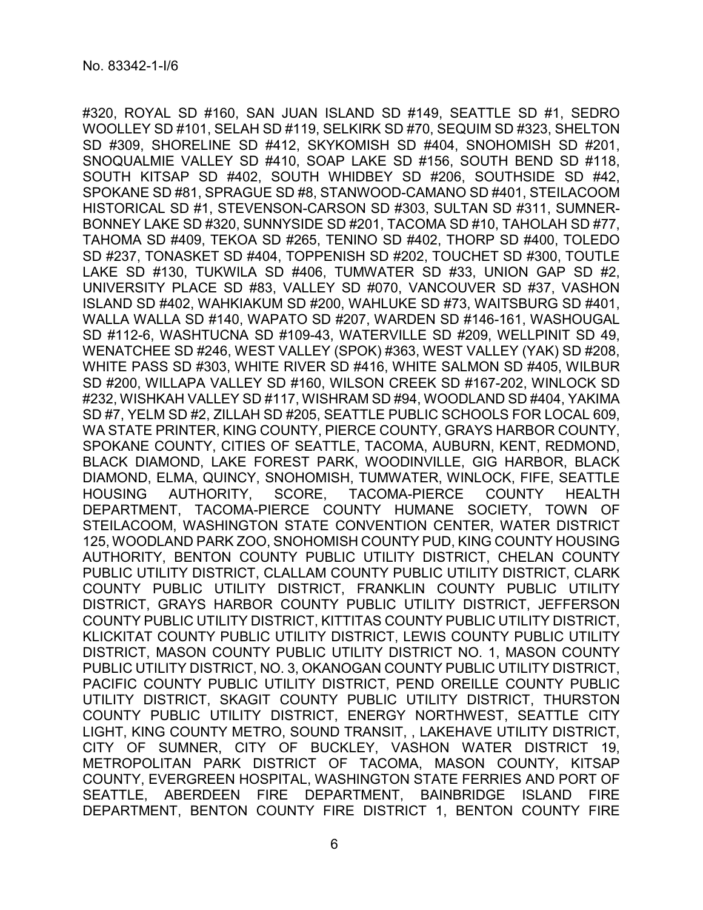#320, ROYAL SD #160, SAN JUAN ISLAND SD #149, SEATTLE SD #1, SEDRO WOOLLEY SD #101, SELAH SD #119, SELKIRK SD #70, SEQUIM SD #323, SHELTON SD #309, SHORELINE SD #412, SKYKOMISH SD #404, SNOHOMISH SD #201, SNOQUALMIE VALLEY SD #410, SOAP LAKE SD #156, SOUTH BEND SD #118, SOUTH KITSAP SD #402, SOUTH WHIDBEY SD #206, SOUTHSIDE SD #42, SPOKANE SD #81, SPRAGUE SD #8, STANWOOD-CAMANO SD #401, STEILACOOM HISTORICAL SD #1, STEVENSON-CARSON SD #303, SULTAN SD #311, SUMNER-BONNEY LAKE SD #320, SUNNYSIDE SD #201, TACOMA SD #10, TAHOLAH SD #77, TAHOMA SD #409, TEKOA SD #265, TENINO SD #402, THORP SD #400, TOLEDO SD #237, TONASKET SD #404, TOPPENISH SD #202, TOUCHET SD #300, TOUTLE LAKE SD #130, TUKWILA SD #406, TUMWATER SD #33, UNION GAP SD #2, UNIVERSITY PLACE SD #83, VALLEY SD #070, VANCOUVER SD #37, VASHON ISLAND SD #402, WAHKIAKUM SD #200, WAHLUKE SD #73, WAITSBURG SD #401, WALLA WALLA SD #140, WAPATO SD #207, WARDEN SD #146-161, WASHOUGAL SD #112-6, WASHTUCNA SD #109-43, WATERVILLE SD #209, WELLPINIT SD 49, WENATCHEE SD #246, WEST VALLEY (SPOK) #363, WEST VALLEY (YAK) SD #208, WHITE PASS SD #303, WHITE RIVER SD #416, WHITE SALMON SD #405, WILBUR SD #200, WILLAPA VALLEY SD #160, WILSON CREEK SD #167-202, WINLOCK SD #232, WISHKAH VALLEY SD #117, WISHRAM SD #94, WOODLAND SD #404, YAKIMA SD #7, YELM SD #2, ZILLAH SD #205, SEATTLE PUBLIC SCHOOLS FOR LOCAL 609, WA STATE PRINTER, KING COUNTY, PIERCE COUNTY, GRAYS HARBOR COUNTY, SPOKANE COUNTY, CITIES OF SEATTLE, TACOMA, AUBURN, KENT, REDMOND, BLACK DIAMOND, LAKE FOREST PARK, WOODINVILLE, GIG HARBOR, BLACK DIAMOND, ELMA, QUINCY, SNOHOMISH, TUMWATER, WINLOCK, FIFE, SEATTLE HOUSING AUTHORITY, SCORE, TACOMA-PIERCE COUNTY HEALTH DEPARTMENT, TACOMA-PIERCE COUNTY HUMANE SOCIETY, TOWN OF STEILACOOM, WASHINGTON STATE CONVENTION CENTER, WATER DISTRICT 125, WOODLAND PARK ZOO, SNOHOMISH COUNTY PUD, KING COUNTY HOUSING AUTHORITY, BENTON COUNTY PUBLIC UTILITY DISTRICT, CHELAN COUNTY PUBLIC UTILITY DISTRICT, CLALLAM COUNTY PUBLIC UTILITY DISTRICT, CLARK COUNTY PUBLIC UTILITY DISTRICT, FRANKLIN COUNTY PUBLIC UTILITY DISTRICT, GRAYS HARBOR COUNTY PUBLIC UTILITY DISTRICT, JEFFERSON COUNTY PUBLIC UTILITY DISTRICT, KITTITAS COUNTY PUBLIC UTILITY DISTRICT, KLICKITAT COUNTY PUBLIC UTILITY DISTRICT, LEWIS COUNTY PUBLIC UTILITY DISTRICT, MASON COUNTY PUBLIC UTILITY DISTRICT NO. 1, MASON COUNTY PUBLIC UTILITY DISTRICT, NO. 3, OKANOGAN COUNTY PUBLIC UTILITY DISTRICT, PACIFIC COUNTY PUBLIC UTILITY DISTRICT, PEND OREILLE COUNTY PUBLIC UTILITY DISTRICT, SKAGIT COUNTY PUBLIC UTILITY DISTRICT, THURSTON COUNTY PUBLIC UTILITY DISTRICT, ENERGY NORTHWEST, SEATTLE CITY LIGHT, KING COUNTY METRO, SOUND TRANSIT, , LAKEHAVE UTILITY DISTRICT, CITY OF SUMNER, CITY OF BUCKLEY, VASHON WATER DISTRICT 19, METROPOLITAN PARK DISTRICT OF TACOMA, MASON COUNTY, KITSAP COUNTY, EVERGREEN HOSPITAL, WASHINGTON STATE FERRIES AND PORT OF SEATTLE, ABERDEEN FIRE DEPARTMENT, BAINBRIDGE ISLAND FIRE DEPARTMENT, BENTON COUNTY FIRE DISTRICT 1, BENTON COUNTY FIRE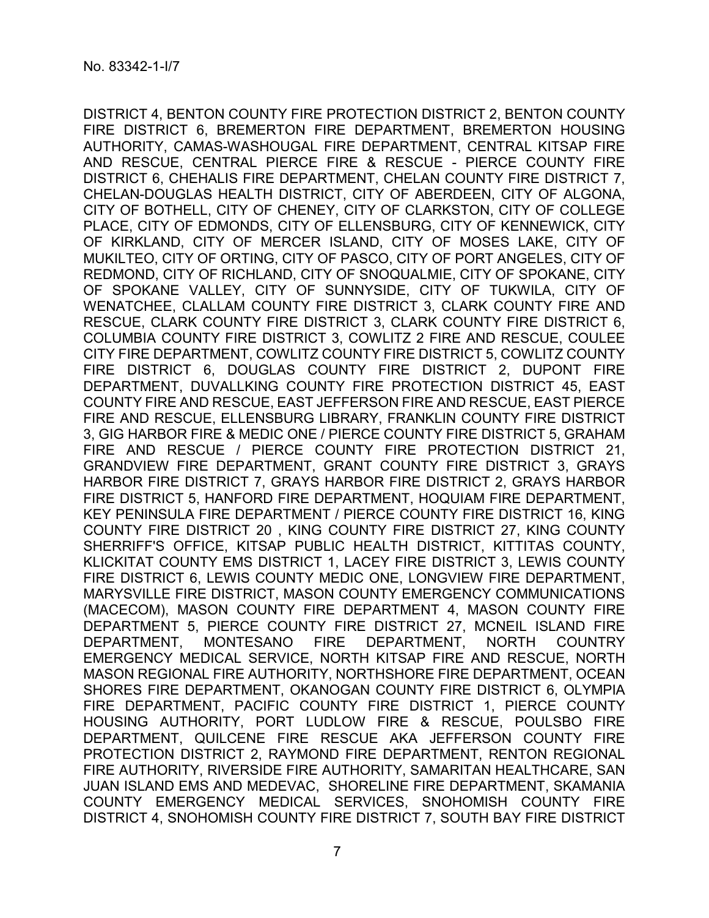DISTRICT 4, BENTON COUNTY FIRE PROTECTION DISTRICT 2, BENTON COUNTY FIRE DISTRICT 6, BREMERTON FIRE DEPARTMENT, BREMERTON HOUSING AUTHORITY, CAMAS-WASHOUGAL FIRE DEPARTMENT, CENTRAL KITSAP FIRE AND RESCUE, CENTRAL PIERCE FIRE & RESCUE - PIERCE COUNTY FIRE DISTRICT 6, CHEHALIS FIRE DEPARTMENT, CHELAN COUNTY FIRE DISTRICT 7, CHELAN-DOUGLAS HEALTH DISTRICT, CITY OF ABERDEEN, CITY OF ALGONA, CITY OF BOTHELL, CITY OF CHENEY, CITY OF CLARKSTON, CITY OF COLLEGE PLACE, CITY OF EDMONDS, CITY OF ELLENSBURG, CITY OF KENNEWICK, CITY OF KIRKLAND, CITY OF MERCER ISLAND, CITY OF MOSES LAKE, CITY OF MUKILTEO, CITY OF ORTING, CITY OF PASCO, CITY OF PORT ANGELES, CITY OF REDMOND, CITY OF RICHLAND, CITY OF SNOQUALMIE, CITY OF SPOKANE, CITY OF SPOKANE VALLEY, CITY OF SUNNYSIDE, CITY OF TUKWILA, CITY OF WENATCHEE, CLALLAM COUNTY FIRE DISTRICT 3, CLARK COUNTY FIRE AND RESCUE, CLARK COUNTY FIRE DISTRICT 3, CLARK COUNTY FIRE DISTRICT 6, COLUMBIA COUNTY FIRE DISTRICT 3, COWLITZ 2 FIRE AND RESCUE, COULEE CITY FIRE DEPARTMENT, COWLITZ COUNTY FIRE DISTRICT 5, COWLITZ COUNTY FIRE DISTRICT 6, DOUGLAS COUNTY FIRE DISTRICT 2, DUPONT FIRE DEPARTMENT, DUVALLKING COUNTY FIRE PROTECTION DISTRICT 45, EAST COUNTY FIRE AND RESCUE, EAST JEFFERSON FIRE AND RESCUE, EAST PIERCE FIRE AND RESCUE, ELLENSBURG LIBRARY, FRANKLIN COUNTY FIRE DISTRICT 3, GIG HARBOR FIRE & MEDIC ONE / PIERCE COUNTY FIRE DISTRICT 5, GRAHAM FIRE AND RESCUE / PIERCE COUNTY FIRE PROTECTION DISTRICT 21, GRANDVIEW FIRE DEPARTMENT, GRANT COUNTY FIRE DISTRICT 3, GRAYS HARBOR FIRE DISTRICT 7, GRAYS HARBOR FIRE DISTRICT 2, GRAYS HARBOR FIRE DISTRICT 5, HANFORD FIRE DEPARTMENT, HOQUIAM FIRE DEPARTMENT, KEY PENINSULA FIRE DEPARTMENT / PIERCE COUNTY FIRE DISTRICT 16, KING COUNTY FIRE DISTRICT 20 , KING COUNTY FIRE DISTRICT 27, KING COUNTY SHERRIFF'S OFFICE, KITSAP PUBLIC HEALTH DISTRICT, KITTITAS COUNTY, KLICKITAT COUNTY EMS DISTRICT 1, LACEY FIRE DISTRICT 3, LEWIS COUNTY FIRE DISTRICT 6, LEWIS COUNTY MEDIC ONE, LONGVIEW FIRE DEPARTMENT, MARYSVILLE FIRE DISTRICT, MASON COUNTY EMERGENCY COMMUNICATIONS (MACECOM), MASON COUNTY FIRE DEPARTMENT 4, MASON COUNTY FIRE DEPARTMENT 5, PIERCE COUNTY FIRE DISTRICT 27, MCNEIL ISLAND FIRE DEPARTMENT, MONTESANO FIRE DEPARTMENT, NORTH COUNTRY EMERGENCY MEDICAL SERVICE, NORTH KITSAP FIRE AND RESCUE, NORTH MASON REGIONAL FIRE AUTHORITY, NORTHSHORE FIRE DEPARTMENT, OCEAN SHORES FIRE DEPARTMENT, OKANOGAN COUNTY FIRE DISTRICT 6, OLYMPIA FIRE DEPARTMENT, PACIFIC COUNTY FIRE DISTRICT 1, PIERCE COUNTY HOUSING AUTHORITY, PORT LUDLOW FIRE & RESCUE, POULSBO FIRE DEPARTMENT, QUILCENE FIRE RESCUE AKA JEFFERSON COUNTY FIRE PROTECTION DISTRICT 2, RAYMOND FIRE DEPARTMENT, RENTON REGIONAL FIRE AUTHORITY, RIVERSIDE FIRE AUTHORITY, SAMARITAN HEALTHCARE, SAN JUAN ISLAND EMS AND MEDEVAC, SHORELINE FIRE DEPARTMENT, SKAMANIA COUNTY EMERGENCY MEDICAL SERVICES, SNOHOMISH COUNTY FIRE DISTRICT 4, SNOHOMISH COUNTY FIRE DISTRICT 7, SOUTH BAY FIRE DISTRICT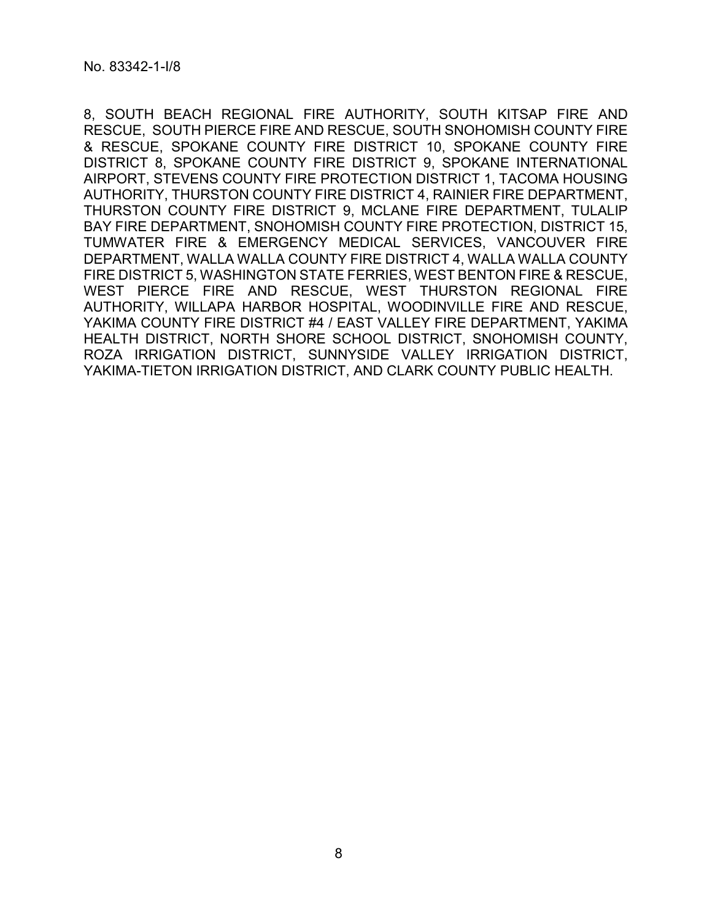8, SOUTH BEACH REGIONAL FIRE AUTHORITY, SOUTH KITSAP FIRE AND RESCUE, SOUTH PIERCE FIRE AND RESCUE, SOUTH SNOHOMISH COUNTY FIRE & RESCUE, SPOKANE COUNTY FIRE DISTRICT 10, SPOKANE COUNTY FIRE DISTRICT 8, SPOKANE COUNTY FIRE DISTRICT 9, SPOKANE INTERNATIONAL AIRPORT, STEVENS COUNTY FIRE PROTECTION DISTRICT 1, TACOMA HOUSING AUTHORITY, THURSTON COUNTY FIRE DISTRICT 4, RAINIER FIRE DEPARTMENT, THURSTON COUNTY FIRE DISTRICT 9, MCLANE FIRE DEPARTMENT, TULALIP BAY FIRE DEPARTMENT, SNOHOMISH COUNTY FIRE PROTECTION, DISTRICT 15, TUMWATER FIRE & EMERGENCY MEDICAL SERVICES, VANCOUVER FIRE DEPARTMENT, WALLA WALLA COUNTY FIRE DISTRICT 4, WALLA WALLA COUNTY FIRE DISTRICT 5, WASHINGTON STATE FERRIES, WEST BENTON FIRE & RESCUE, WEST PIERCE FIRE AND RESCUE, WEST THURSTON REGIONAL FIRE AUTHORITY, WILLAPA HARBOR HOSPITAL, WOODINVILLE FIRE AND RESCUE, YAKIMA COUNTY FIRE DISTRICT #4 / EAST VALLEY FIRE DEPARTMENT, YAKIMA HEALTH DISTRICT, NORTH SHORE SCHOOL DISTRICT, SNOHOMISH COUNTY, ROZA IRRIGATION DISTRICT, SUNNYSIDE VALLEY IRRIGATION DISTRICT, YAKIMA-TIETON IRRIGATION DISTRICT, AND CLARK COUNTY PUBLIC HEALTH.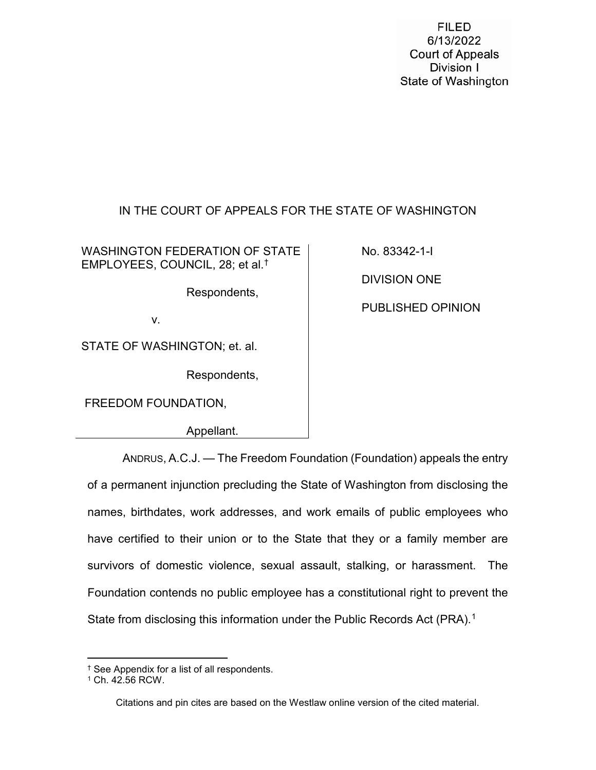FILED
6/13/2022
Court of Appeals
Division I
State of Washington

IN THE COURT OF APPEALS FOR THE STATE OF WASHINGTON

| | |
|---|---|
| WASHINGTON FEDERATION OF STATE EMPLOYEES, COUNCIL, 28; et al.[†] <br><br> Respondents, <br><br> v. <br><br> STATE OF WASHINGTON; et. al. <br><br> Respondents, <br><br> FREEDOM FOUNDATION, <br><br> Appellant. | No. 83342-1-I <br><br> DIVISION ONE <br><br> PUBLISHED OPINION |

ANDRUS, A.C.J. — The Freedom Foundation (Foundation) appeals the entry of a permanent injunction precluding the State of Washington from disclosing the names, birthdates, work addresses, and work emails of public employees who have certified to their union or to the State that they or a family member are survivors of domestic violence, sexual assault, stalking, or harassment. The Foundation contends no public employee has a constitutional right to prevent the State from disclosing this information under the Public Records Act (PRA).[1]

---

[†] See Appendix for a list of all respondents.

[1] Ch. 42.56 RCW.

Citations and pin cites are based on the Westlaw online version of the cited material.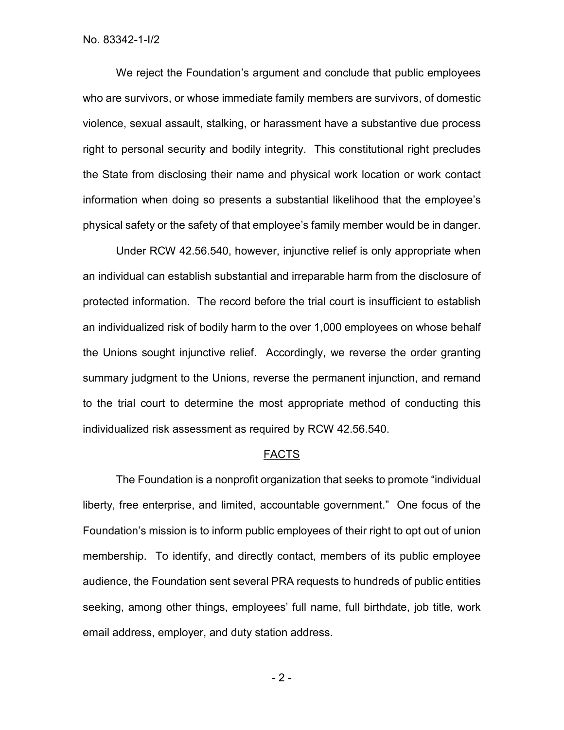We reject the Foundation's argument and conclude that public employees who are survivors, or whose immediate family members are survivors, of domestic violence, sexual assault, stalking, or harassment have a substantive due process right to personal security and bodily integrity. This constitutional right precludes the State from disclosing their name and physical work location or work contact information when doing so presents a substantial likelihood that the employee's physical safety or the safety of that employee's family member would be in danger.

Under RCW 42.56.540, however, injunctive relief is only appropriate when an individual can establish substantial and irreparable harm from the disclosure of protected information. The record before the trial court is insufficient to establish an individualized risk of bodily harm to the over 1,000 employees on whose behalf the Unions sought injunctive relief. Accordingly, we reverse the order granting summary judgment to the Unions, reverse the permanent injunction, and remand to the trial court to determine the most appropriate method of conducting this individualized risk assessment as required by RCW 42.56.540.

## FACTS

The Foundation is a nonprofit organization that seeks to promote "individual liberty, free enterprise, and limited, accountable government." One focus of the Foundation's mission is to inform public employees of their right to opt out of union membership. To identify, and directly contact, members of its public employee audience, the Foundation sent several PRA requests to hundreds of public entities seeking, among other things, employees' full name, full birthdate, job title, work email address, employer, and duty station address.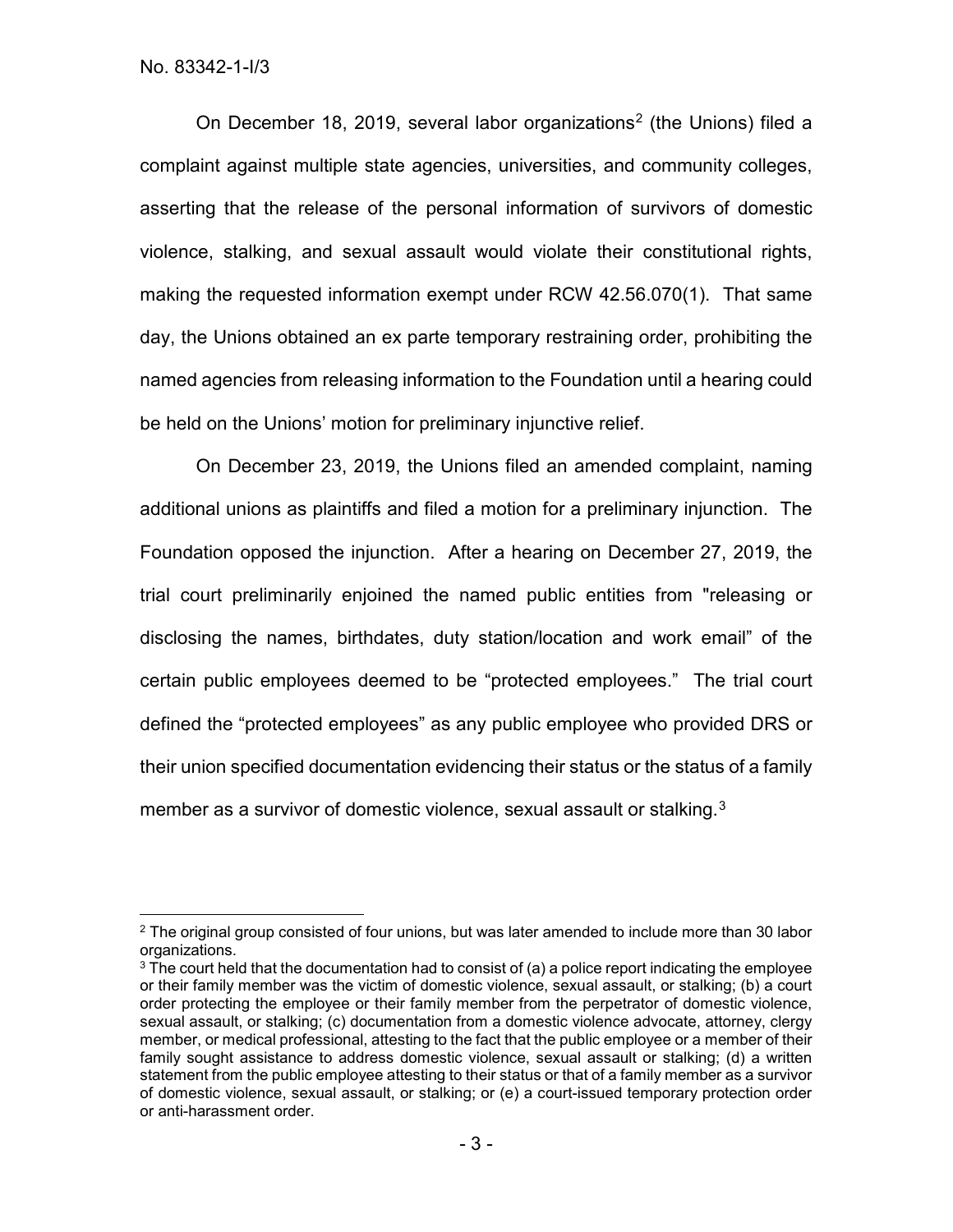On December 18, 2019, several labor organizations[2] (the Unions) filed a complaint against multiple state agencies, universities, and community colleges, asserting that the release of the personal information of survivors of domestic violence, stalking, and sexual assault would violate their constitutional rights, making the requested information exempt under RCW 42.56.070(1). That same day, the Unions obtained an ex parte temporary restraining order, prohibiting the named agencies from releasing information to the Foundation until a hearing could be held on the Unions' motion for preliminary injunctive relief.

On December 23, 2019, the Unions filed an amended complaint, naming additional unions as plaintiffs and filed a motion for a preliminary injunction. The Foundation opposed the injunction. After a hearing on December 27, 2019, the trial court preliminarily enjoined the named public entities from "releasing or disclosing the names, birthdates, duty station/location and work email" of the certain public employees deemed to be "protected employees." The trial court defined the "protected employees" as any public employee who provided DRS or their union specified documentation evidencing their status or the status of a family member as a survivor of domestic violence, sexual assault or stalking.[3]

---

[2] The original group consisted of four unions, but was later amended to include more than 30 labor organizations.

[3] The court held that the documentation had to consist of (a) a police report indicating the employee or their family member was the victim of domestic violence, sexual assault, or stalking; (b) a court order protecting the employee or their family member from the perpetrator of domestic violence, sexual assault, or stalking; (c) documentation from a domestic violence advocate, attorney, clergy member, or medical professional, attesting to the fact that the public employee or a member of their family sought assistance to address domestic violence, sexual assault or stalking; (d) a written statement from the public employee attesting to their status or that of a family member as a survivor of domestic violence, sexual assault, or stalking; or (e) a court-issued temporary protection order or anti-harassment order.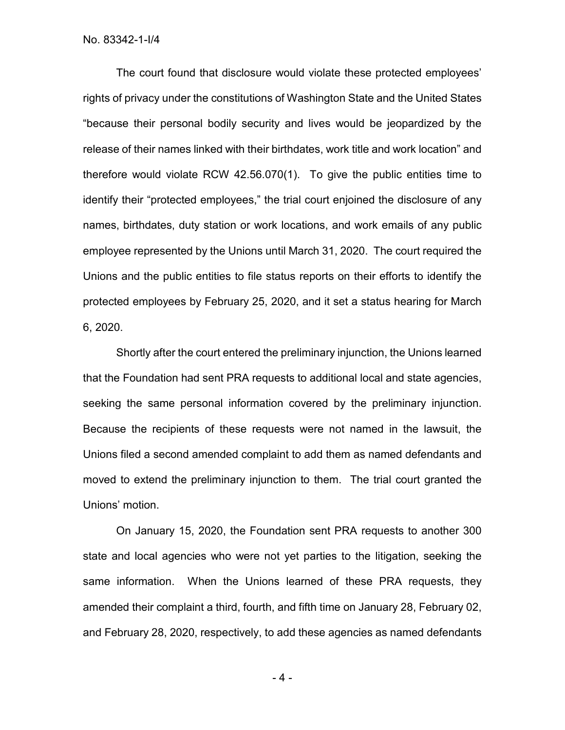The court found that disclosure would violate these protected employees' rights of privacy under the constitutions of Washington State and the United States "because their personal bodily security and lives would be jeopardized by the release of their names linked with their birthdates, work title and work location" and therefore would violate RCW 42.56.070(1). To give the public entities time to identify their "protected employees," the trial court enjoined the disclosure of any names, birthdates, duty station or work locations, and work emails of any public employee represented by the Unions until March 31, 2020. The court required the Unions and the public entities to file status reports on their efforts to identify the protected employees by February 25, 2020, and it set a status hearing for March 6, 2020.

Shortly after the court entered the preliminary injunction, the Unions learned that the Foundation had sent PRA requests to additional local and state agencies, seeking the same personal information covered by the preliminary injunction. Because the recipients of these requests were not named in the lawsuit, the Unions filed a second amended complaint to add them as named defendants and moved to extend the preliminary injunction to them. The trial court granted the Unions' motion.

On January 15, 2020, the Foundation sent PRA requests to another 300 state and local agencies who were not yet parties to the litigation, seeking the same information. When the Unions learned of these PRA requests, they amended their complaint a third, fourth, and fifth time on January 28, February 02, and February 28, 2020, respectively, to add these agencies as named defendants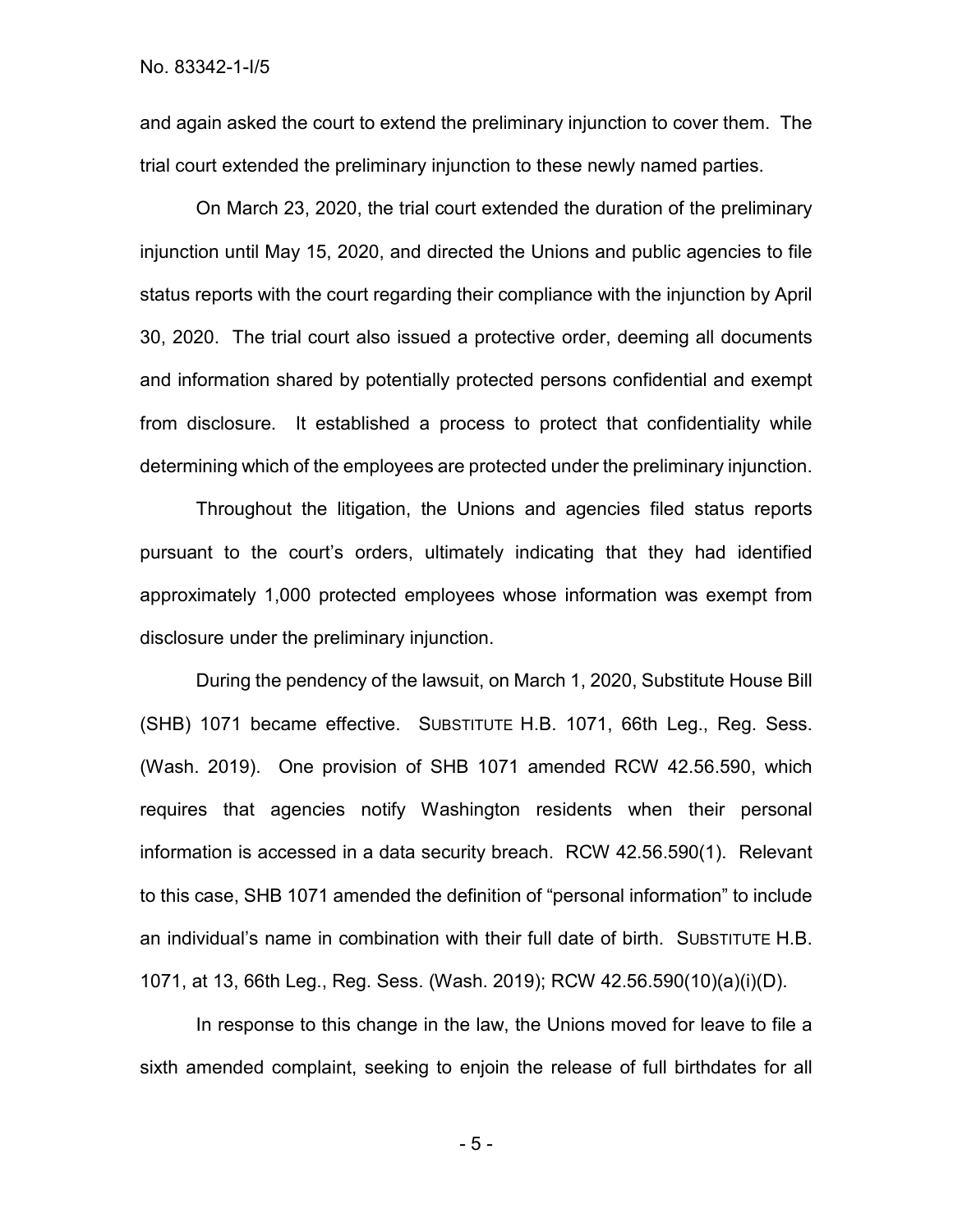and again asked the court to extend the preliminary injunction to cover them. The trial court extended the preliminary injunction to these newly named parties.

On March 23, 2020, the trial court extended the duration of the preliminary injunction until May 15, 2020, and directed the Unions and public agencies to file status reports with the court regarding their compliance with the injunction by April 30, 2020. The trial court also issued a protective order, deeming all documents and information shared by potentially protected persons confidential and exempt from disclosure. It established a process to protect that confidentiality while determining which of the employees are protected under the preliminary injunction.

Throughout the litigation, the Unions and agencies filed status reports pursuant to the court's orders, ultimately indicating that they had identified approximately 1,000 protected employees whose information was exempt from disclosure under the preliminary injunction.

During the pendency of the lawsuit, on March 1, 2020, Substitute House Bill (SHB) 1071 became effective. SUBSTITUTE H.B. 1071, 66th Leg., Reg. Sess. (Wash. 2019). One provision of SHB 1071 amended RCW 42.56.590, which requires that agencies notify Washington residents when their personal information is accessed in a data security breach. RCW 42.56.590(1). Relevant to this case, SHB 1071 amended the definition of "personal information" to include an individual's name in combination with their full date of birth. SUBSTITUTE H.B. 1071, at 13, 66th Leg., Reg. Sess. (Wash. 2019); RCW 42.56.590(10)(a)(i)(D).

In response to this change in the law, the Unions moved for leave to file a sixth amended complaint, seeking to enjoin the release of full birthdates for all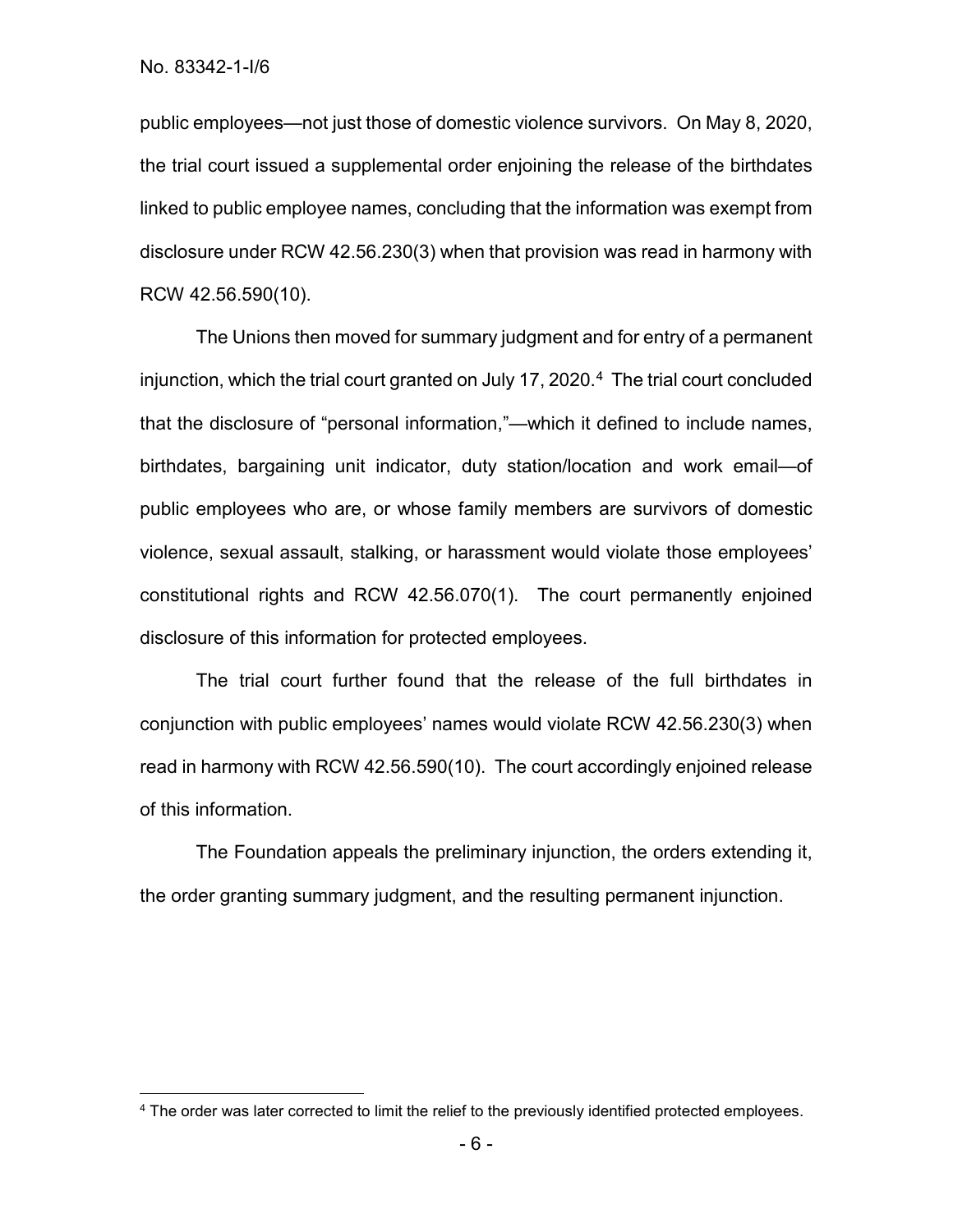public employees—not just those of domestic violence survivors. On May 8, 2020, the trial court issued a supplemental order enjoining the release of the birthdates linked to public employee names, concluding that the information was exempt from disclosure under RCW 42.56.230(3) when that provision was read in harmony with RCW 42.56.590(10).

The Unions then moved for summary judgment and for entry of a permanent injunction, which the trial court granted on July 17, 2020.[4] The trial court concluded that the disclosure of "personal information,"—which it defined to include names, birthdates, bargaining unit indicator, duty station/location and work email—of public employees who are, or whose family members are survivors of domestic violence, sexual assault, stalking, or harassment would violate those employees' constitutional rights and RCW 42.56.070(1). The court permanently enjoined disclosure of this information for protected employees.

The trial court further found that the release of the full birthdates in conjunction with public employees' names would violate RCW 42.56.230(3) when read in harmony with RCW 42.56.590(10). The court accordingly enjoined release of this information.

The Foundation appeals the preliminary injunction, the orders extending it, the order granting summary judgment, and the resulting permanent injunction.

[4] The order was later corrected to limit the relief to the previously identified protected employees.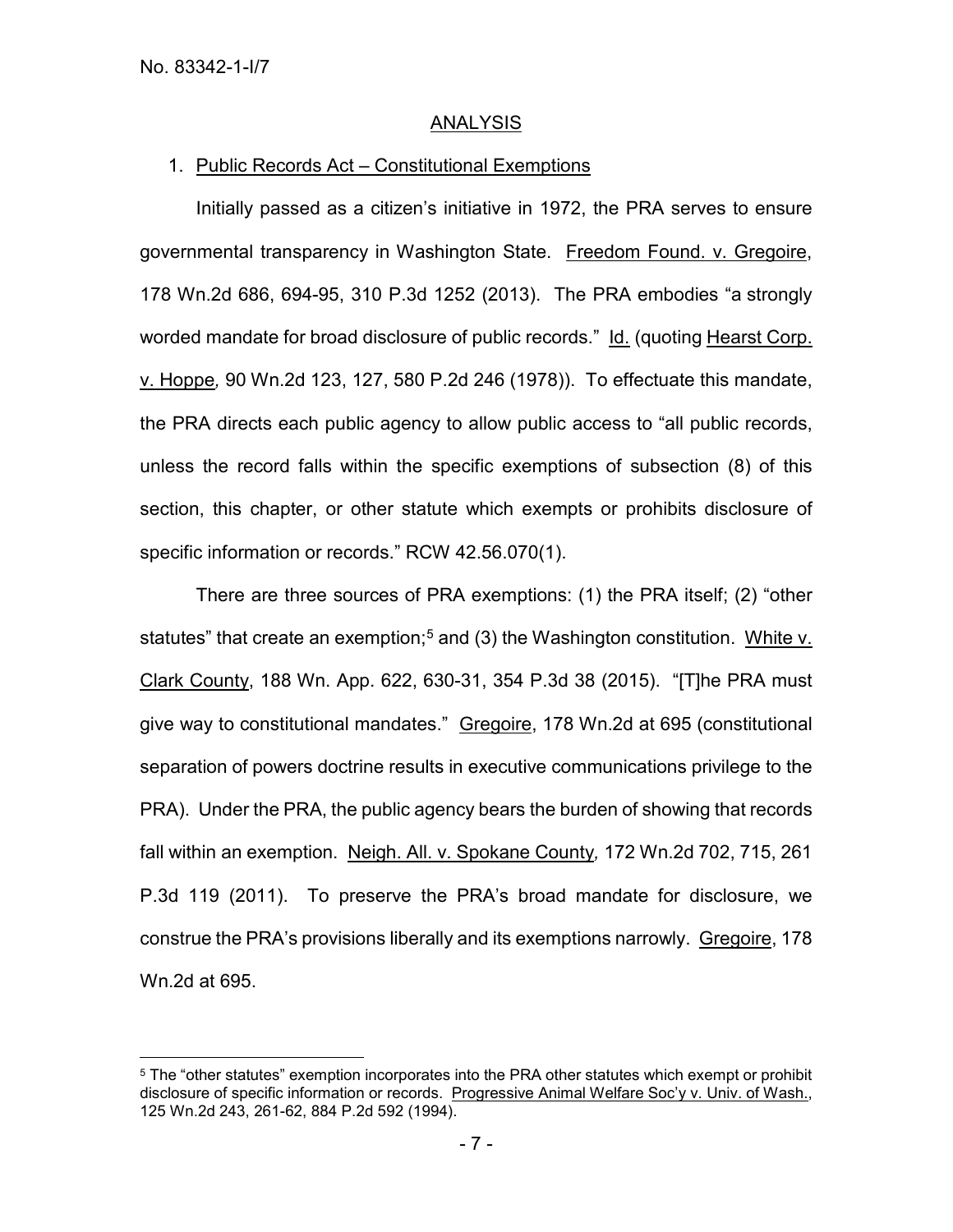## ANALYSIS

### 1. Public Records Act – Constitutional Exemptions

Initially passed as a citizen's initiative in 1972, the PRA serves to ensure governmental transparency in Washington State. Freedom Found. v. Gregoire, 178 Wn.2d 686, 694-95, 310 P.3d 1252 (2013). The PRA embodies "a strongly worded mandate for broad disclosure of public records." Id. (quoting Hearst Corp. v. Hoppe, 90 Wn.2d 123, 127, 580 P.2d 246 (1978)). To effectuate this mandate, the PRA directs each public agency to allow public access to "all public records, unless the record falls within the specific exemptions of subsection (8) of this section, this chapter, or other statute which exempts or prohibits disclosure of specific information or records." RCW 42.56.070(1).

There are three sources of PRA exemptions: (1) the PRA itself; (2) "other statutes" that create an exemption;[5] and (3) the Washington constitution. White v. Clark County, 188 Wn. App. 622, 630-31, 354 P.3d 38 (2015). "[T]he PRA must give way to constitutional mandates." Gregoire, 178 Wn.2d at 695 (constitutional separation of powers doctrine results in executive communications privilege to the PRA). Under the PRA, the public agency bears the burden of showing that records fall within an exemption. Neigh. All. v. Spokane County, 172 Wn.2d 702, 715, 261 P.3d 119 (2011). To preserve the PRA's broad mandate for disclosure, we construe the PRA's provisions liberally and its exemptions narrowly. Gregoire, 178 Wn.2d at 695.

---

[5] The "other statutes" exemption incorporates into the PRA other statutes which exempt or prohibit disclosure of specific information or records. Progressive Animal Welfare Soc'y v. Univ. of Wash., 125 Wn.2d 243, 261-62, 884 P.2d 592 (1994).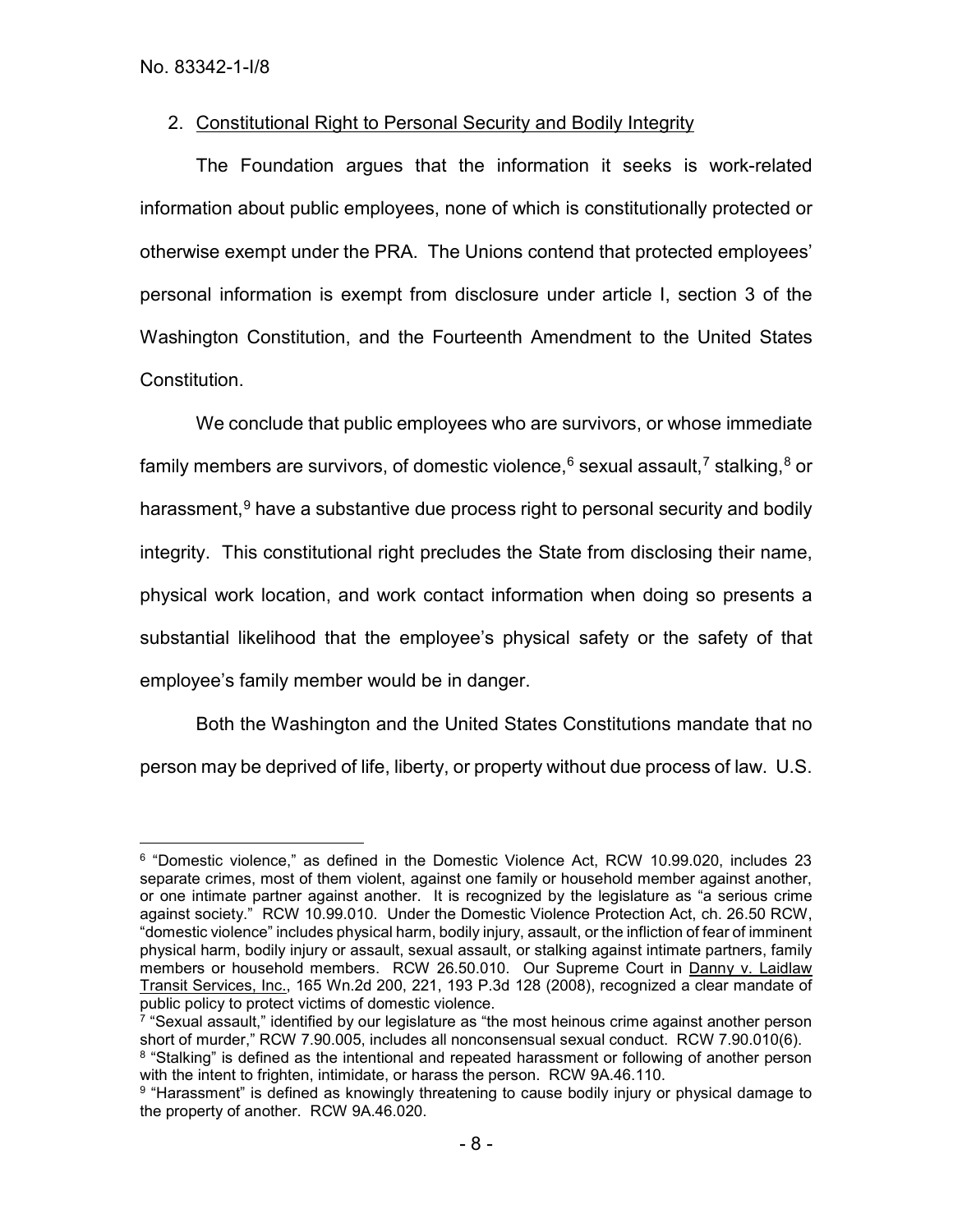2. Constitutional Right to Personal Security and Bodily Integrity

The Foundation argues that the information it seeks is work-related information about public employees, none of which is constitutionally protected or otherwise exempt under the PRA. The Unions contend that protected employees' personal information is exempt from disclosure under article I, section 3 of the Washington Constitution, and the Fourteenth Amendment to the United States Constitution.

We conclude that public employees who are survivors, or whose immediate family members are survivors, of domestic violence,[6] sexual assault,[7] stalking,[8] or harassment,[9] have a substantive due process right to personal security and bodily integrity. This constitutional right precludes the State from disclosing their name, physical work location, and work contact information when doing so presents a substantial likelihood that the employee's physical safety or the safety of that employee's family member would be in danger.

Both the Washington and the United States Constitutions mandate that no person may be deprived of life, liberty, or property without due process of law. U.S.

---

[6] "Domestic violence," as defined in the Domestic Violence Act, RCW 10.99.020, includes 23 separate crimes, most of them violent, against one family or household member against another, or one intimate partner against another. It is recognized by the legislature as "a serious crime against society." RCW 10.99.010. Under the Domestic Violence Protection Act, ch. 26.50 RCW, "domestic violence" includes physical harm, bodily injury, assault, or the infliction of fear of imminent physical harm, bodily injury or assault, sexual assault, or stalking against intimate partners, family members or household members. RCW 26.50.010. Our Supreme Court in Danny v. Laidlaw Transit Services, Inc., 165 Wn.2d 200, 221, 193 P.3d 128 (2008), recognized a clear mandate of public policy to protect victims of domestic violence.

[7] "Sexual assault," identified by our legislature as "the most heinous crime against another person short of murder," RCW 7.90.005, includes all nonconsensual sexual conduct. RCW 7.90.010(6).

[8] "Stalking" is defined as the intentional and repeated harassment or following of another person with the intent to frighten, intimidate, or harass the person. RCW 9A.46.110.

[9] "Harassment" is defined as knowingly threatening to cause bodily injury or physical damage to the property of another. RCW 9A.46.020.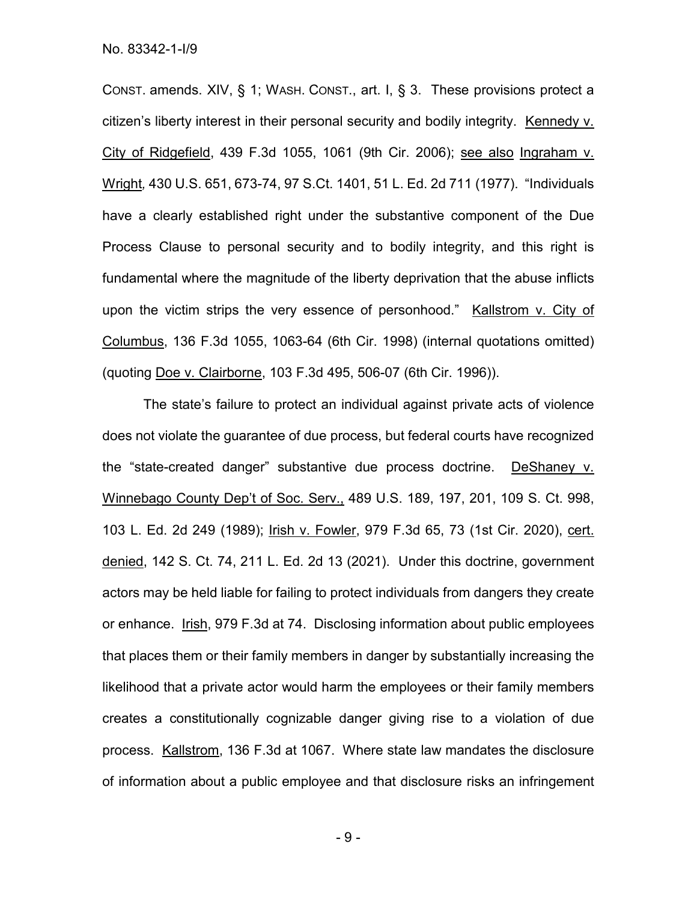CONST. amends. XIV, § 1; WASH. CONST., art. I, § 3. These provisions protect a citizen's liberty interest in their personal security and bodily integrity. Kennedy v. City of Ridgefield, 439 F.3d 1055, 1061 (9th Cir. 2006); see also Ingraham v. Wright, 430 U.S. 651, 673-74, 97 S.Ct. 1401, 51 L. Ed. 2d 711 (1977). "Individuals have a clearly established right under the substantive component of the Due Process Clause to personal security and to bodily integrity, and this right is fundamental where the magnitude of the liberty deprivation that the abuse inflicts upon the victim strips the very essence of personhood." Kallstrom v. City of Columbus, 136 F.3d 1055, 1063-64 (6th Cir. 1998) (internal quotations omitted) (quoting Doe v. Clairborne, 103 F.3d 495, 506-07 (6th Cir. 1996)).

The state's failure to protect an individual against private acts of violence does not violate the guarantee of due process, but federal courts have recognized the "state-created danger" substantive due process doctrine. DeShaney v. Winnebago County Dep't of Soc. Serv., 489 U.S. 189, 197, 201, 109 S. Ct. 998, 103 L. Ed. 2d 249 (1989); Irish v. Fowler, 979 F.3d 65, 73 (1st Cir. 2020), cert. denied, 142 S. Ct. 74, 211 L. Ed. 2d 13 (2021). Under this doctrine, government actors may be held liable for failing to protect individuals from dangers they create or enhance. Irish, 979 F.3d at 74. Disclosing information about public employees that places them or their family members in danger by substantially increasing the likelihood that a private actor would harm the employees or their family members creates a constitutionally cognizable danger giving rise to a violation of due process. Kallstrom, 136 F.3d at 1067. Where state law mandates the disclosure of information about a public employee and that disclosure risks an infringement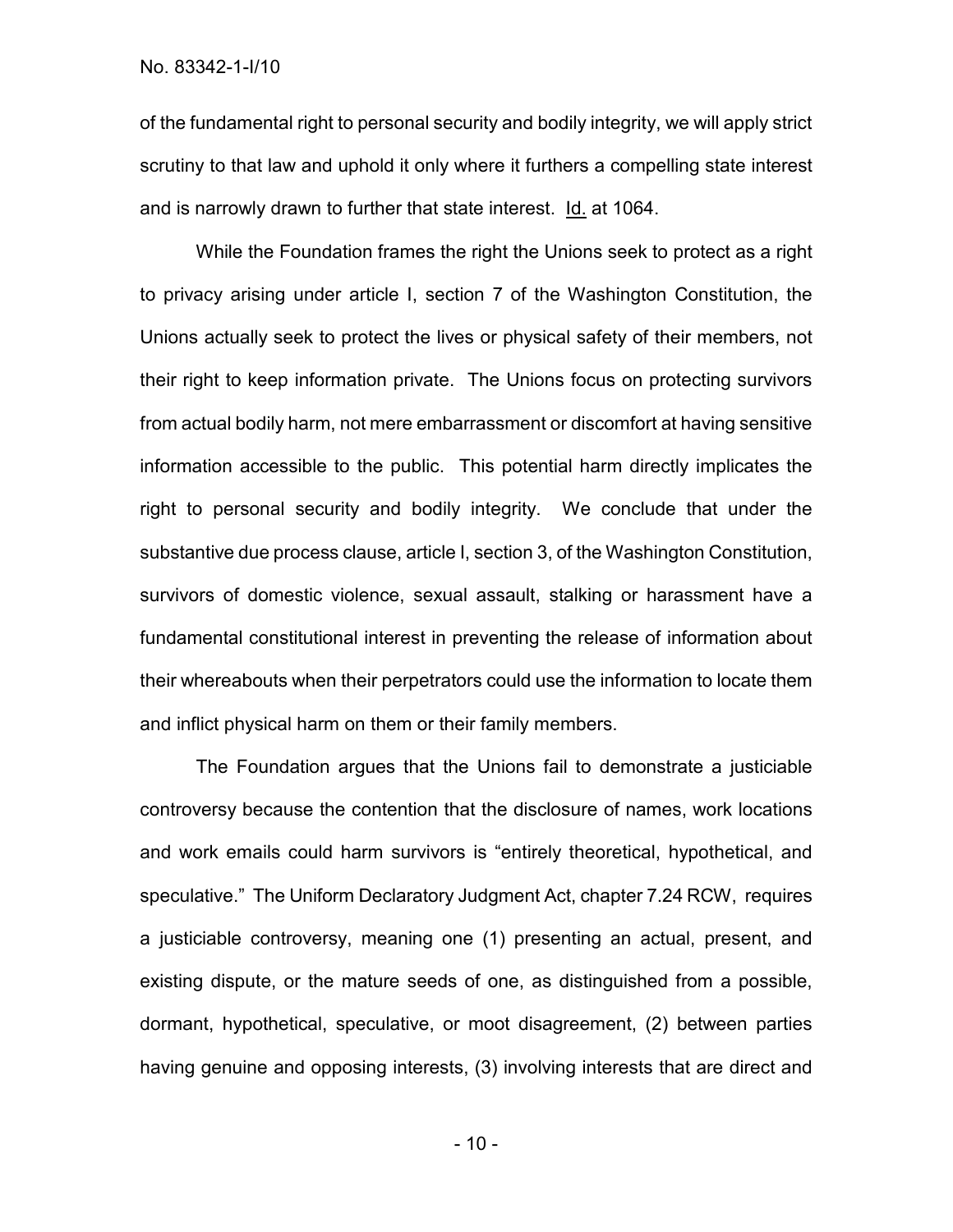of the fundamental right to personal security and bodily integrity, we will apply strict scrutiny to that law and uphold it only where it furthers a compelling state interest and is narrowly drawn to further that state interest. Id. at 1064.

While the Foundation frames the right the Unions seek to protect as a right to privacy arising under article I, section 7 of the Washington Constitution, the Unions actually seek to protect the lives or physical safety of their members, not their right to keep information private. The Unions focus on protecting survivors from actual bodily harm, not mere embarrassment or discomfort at having sensitive information accessible to the public. This potential harm directly implicates the right to personal security and bodily integrity. We conclude that under the substantive due process clause, article I, section 3, of the Washington Constitution, survivors of domestic violence, sexual assault, stalking or harassment have a fundamental constitutional interest in preventing the release of information about their whereabouts when their perpetrators could use the information to locate them and inflict physical harm on them or their family members.

The Foundation argues that the Unions fail to demonstrate a justiciable controversy because the contention that the disclosure of names, work locations and work emails could harm survivors is "entirely theoretical, hypothetical, and speculative." The Uniform Declaratory Judgment Act, chapter 7.24 RCW, requires a justiciable controversy, meaning one (1) presenting an actual, present, and existing dispute, or the mature seeds of one, as distinguished from a possible, dormant, hypothetical, speculative, or moot disagreement, (2) between parties having genuine and opposing interests, (3) involving interests that are direct and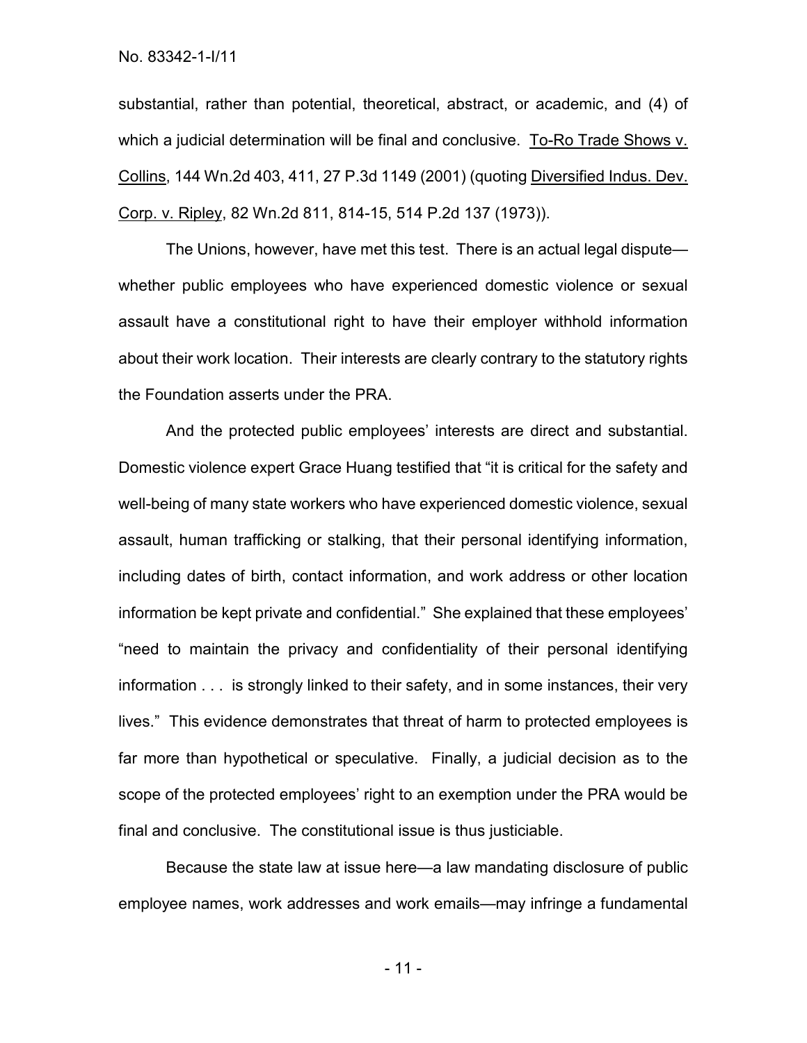substantial, rather than potential, theoretical, abstract, or academic, and (4) of which a judicial determination will be final and conclusive. To-Ro Trade Shows v. Collins, 144 Wn.2d 403, 411, 27 P.3d 1149 (2001) (quoting Diversified Indus. Dev. Corp. v. Ripley, 82 Wn.2d 811, 814-15, 514 P.2d 137 (1973)).

The Unions, however, have met this test. There is an actual legal dispute—whether public employees who have experienced domestic violence or sexual assault have a constitutional right to have their employer withhold information about their work location. Their interests are clearly contrary to the statutory rights the Foundation asserts under the PRA.

And the protected public employees' interests are direct and substantial. Domestic violence expert Grace Huang testified that "it is critical for the safety and well-being of many state workers who have experienced domestic violence, sexual assault, human trafficking or stalking, that their personal identifying information, including dates of birth, contact information, and work address or other location information be kept private and confidential." She explained that these employees' "need to maintain the privacy and confidentiality of their personal identifying information . . . is strongly linked to their safety, and in some instances, their very lives." This evidence demonstrates that threat of harm to protected employees is far more than hypothetical or speculative. Finally, a judicial decision as to the scope of the protected employees' right to an exemption under the PRA would be final and conclusive. The constitutional issue is thus justiciable.

Because the state law at issue here—a law mandating disclosure of public employee names, work addresses and work emails—may infringe a fundamental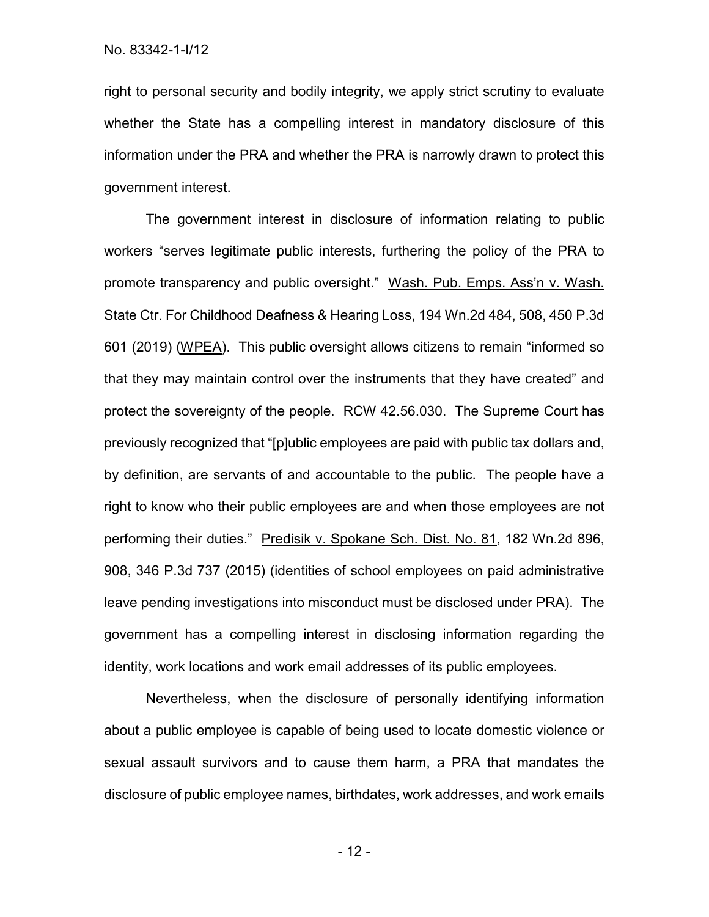right to personal security and bodily integrity, we apply strict scrutiny to evaluate whether the State has a compelling interest in mandatory disclosure of this information under the PRA and whether the PRA is narrowly drawn to protect this government interest.

The government interest in disclosure of information relating to public workers "serves legitimate public interests, furthering the policy of the PRA to promote transparency and public oversight." Wash. Pub. Emps. Ass'n v. Wash. State Ctr. For Childhood Deafness & Hearing Loss, 194 Wn.2d 484, 508, 450 P.3d 601 (2019) (WPEA). This public oversight allows citizens to remain "informed so that they may maintain control over the instruments that they have created" and protect the sovereignty of the people. RCW 42.56.030. The Supreme Court has previously recognized that "[p]ublic employees are paid with public tax dollars and, by definition, are servants of and accountable to the public. The people have a right to know who their public employees are and when those employees are not performing their duties." Predisik v. Spokane Sch. Dist. No. 81, 182 Wn.2d 896, 908, 346 P.3d 737 (2015) (identities of school employees on paid administrative leave pending investigations into misconduct must be disclosed under PRA). The government has a compelling interest in disclosing information regarding the identity, work locations and work email addresses of its public employees.

Nevertheless, when the disclosure of personally identifying information about a public employee is capable of being used to locate domestic violence or sexual assault survivors and to cause them harm, a PRA that mandates the disclosure of public employee names, birthdates, work addresses, and work emails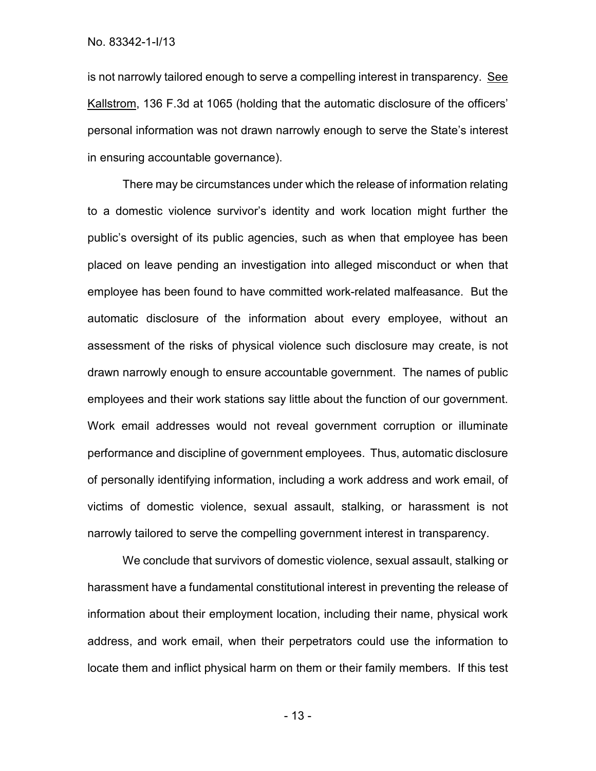is not narrowly tailored enough to serve a compelling interest in transparency. See Kallstrom, 136 F.3d at 1065 (holding that the automatic disclosure of the officers' personal information was not drawn narrowly enough to serve the State's interest in ensuring accountable governance).

There may be circumstances under which the release of information relating to a domestic violence survivor's identity and work location might further the public's oversight of its public agencies, such as when that employee has been placed on leave pending an investigation into alleged misconduct or when that employee has been found to have committed work-related malfeasance. But the automatic disclosure of the information about every employee, without an assessment of the risks of physical violence such disclosure may create, is not drawn narrowly enough to ensure accountable government. The names of public employees and their work stations say little about the function of our government. Work email addresses would not reveal government corruption or illuminate performance and discipline of government employees. Thus, automatic disclosure of personally identifying information, including a work address and work email, of victims of domestic violence, sexual assault, stalking, or harassment is not narrowly tailored to serve the compelling government interest in transparency.

We conclude that survivors of domestic violence, sexual assault, stalking or harassment have a fundamental constitutional interest in preventing the release of information about their employment location, including their name, physical work address, and work email, when their perpetrators could use the information to locate them and inflict physical harm on them or their family members. If this test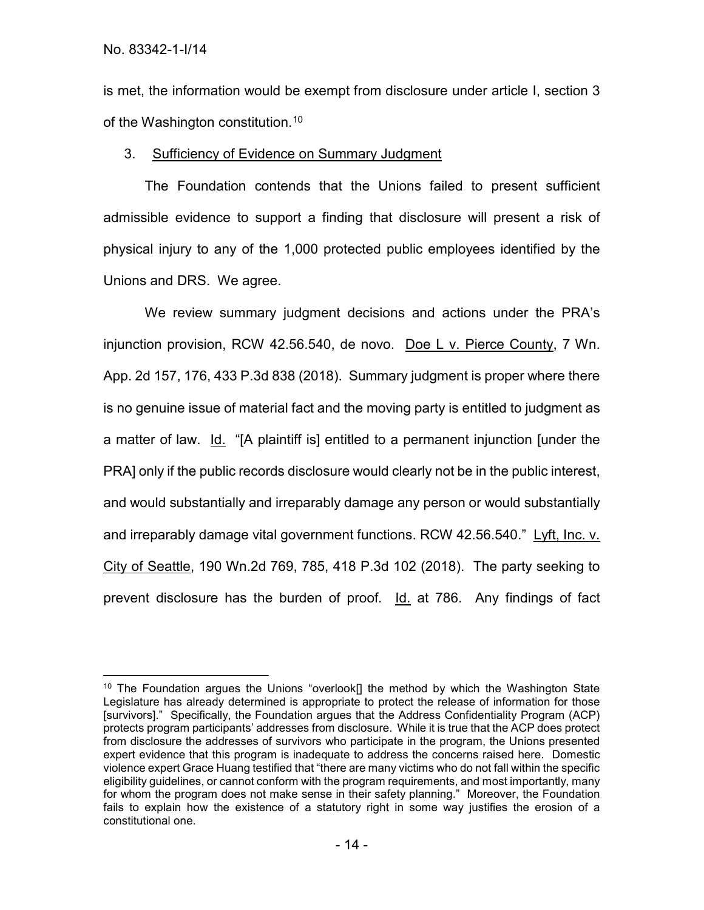is met, the information would be exempt from disclosure under article I, section 3 of the Washington constitution.[10]

3. Sufficiency of Evidence on Summary Judgment

The Foundation contends that the Unions failed to present sufficient admissible evidence to support a finding that disclosure will present a risk of physical injury to any of the 1,000 protected public employees identified by the Unions and DRS. We agree.

We review summary judgment decisions and actions under the PRA's injunction provision, RCW 42.56.540, de novo. Doe L v. Pierce County, 7 Wn. App. 2d 157, 176, 433 P.3d 838 (2018). Summary judgment is proper where there is no genuine issue of material fact and the moving party is entitled to judgment as a matter of law. Id. "[A plaintiff is] entitled to a permanent injunction [under the PRA] only if the public records disclosure would clearly not be in the public interest, and would substantially and irreparably damage any person or would substantially and irreparably damage vital government functions. RCW 42.56.540." Lyft, Inc. v. City of Seattle, 190 Wn.2d 769, 785, 418 P.3d 102 (2018). The party seeking to prevent disclosure has the burden of proof. Id. at 786. Any findings of fact

---

[10] The Foundation argues the Unions "overlook[] the method by which the Washington State Legislature has already determined is appropriate to protect the release of information for those [survivors]." Specifically, the Foundation argues that the Address Confidentiality Program (ACP) protects program participants' addresses from disclosure. While it is true that the ACP does protect from disclosure the addresses of survivors who participate in the program, the Unions presented expert evidence that this program is inadequate to address the concerns raised here. Domestic violence expert Grace Huang testified that "there are many victims who do not fall within the specific eligibility guidelines, or cannot conform with the program requirements, and most importantly, many for whom the program does not make sense in their safety planning." Moreover, the Foundation fails to explain how the existence of a statutory right in some way justifies the erosion of a constitutional one.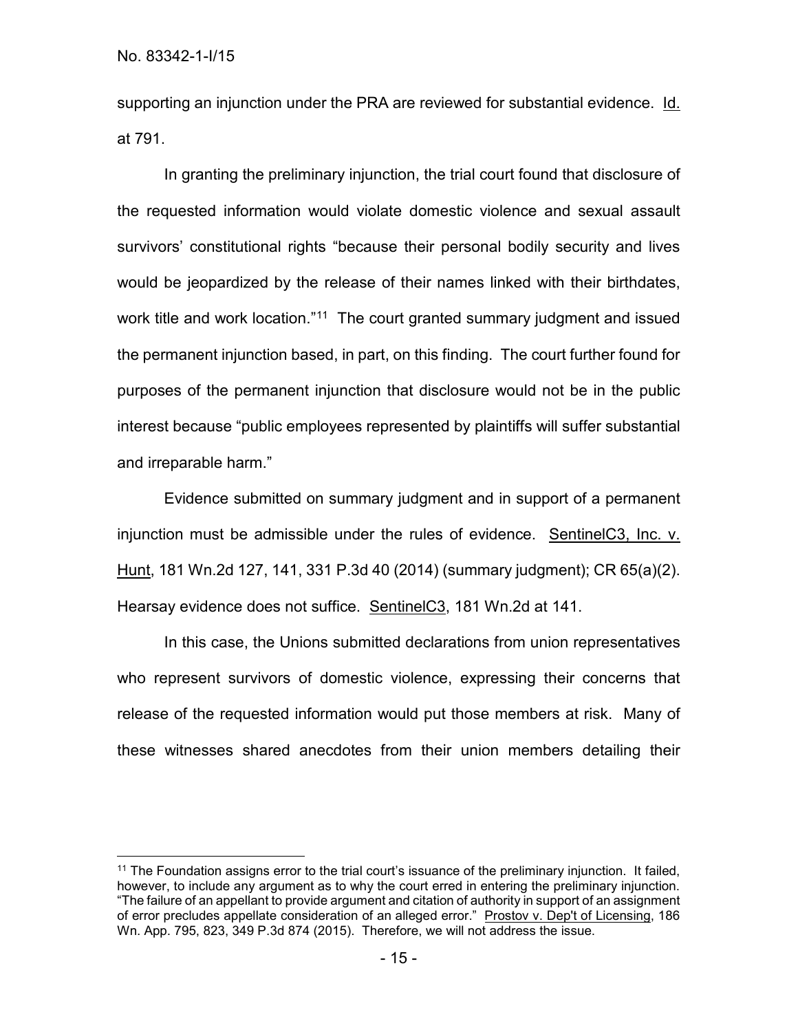supporting an injunction under the PRA are reviewed for substantial evidence. Id. at 791.

In granting the preliminary injunction, the trial court found that disclosure of the requested information would violate domestic violence and sexual assault survivors' constitutional rights "because their personal bodily security and lives would be jeopardized by the release of their names linked with their birthdates, work title and work location."[11] The court granted summary judgment and issued the permanent injunction based, in part, on this finding. The court further found for purposes of the permanent injunction that disclosure would not be in the public interest because "public employees represented by plaintiffs will suffer substantial and irreparable harm."

Evidence submitted on summary judgment and in support of a permanent injunction must be admissible under the rules of evidence. SentinelC3, Inc. v. Hunt, 181 Wn.2d 127, 141, 331 P.3d 40 (2014) (summary judgment); CR 65(a)(2). Hearsay evidence does not suffice. SentinelC3, 181 Wn.2d at 141.

In this case, the Unions submitted declarations from union representatives who represent survivors of domestic violence, expressing their concerns that release of the requested information would put those members at risk. Many of these witnesses shared anecdotes from their union members detailing their

---

[11] The Foundation assigns error to the trial court's issuance of the preliminary injunction. It failed, however, to include any argument as to why the court erred in entering the preliminary injunction. "The failure of an appellant to provide argument and citation of authority in support of an assignment of error precludes appellate consideration of an alleged error." Prostov v. Dep't of Licensing, 186 Wn. App. 795, 823, 349 P.3d 874 (2015). Therefore, we will not address the issue.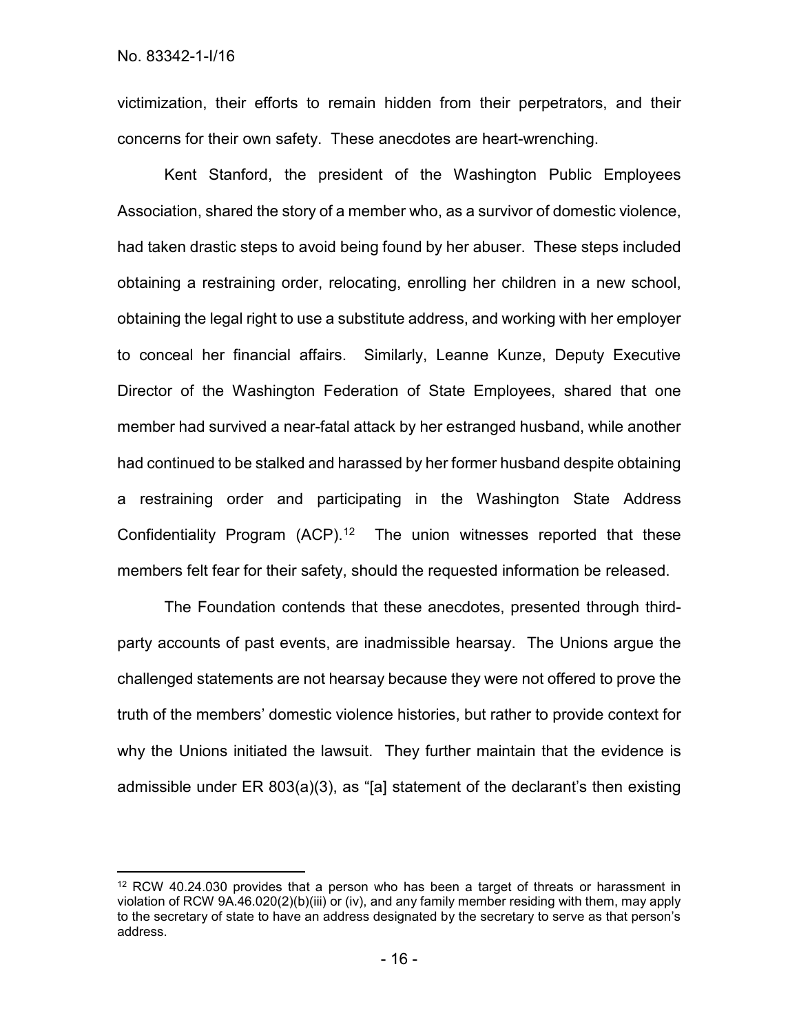victimization, their efforts to remain hidden from their perpetrators, and their concerns for their own safety. These anecdotes are heart-wrenching.

Kent Stanford, the president of the Washington Public Employees Association, shared the story of a member who, as a survivor of domestic violence, had taken drastic steps to avoid being found by her abuser. These steps included obtaining a restraining order, relocating, enrolling her children in a new school, obtaining the legal right to use a substitute address, and working with her employer to conceal her financial affairs. Similarly, Leanne Kunze, Deputy Executive Director of the Washington Federation of State Employees, shared that one member had survived a near-fatal attack by her estranged husband, while another had continued to be stalked and harassed by her former husband despite obtaining a restraining order and participating in the Washington State Address Confidentiality Program (ACP).[12] The union witnesses reported that these members felt fear for their safety, should the requested information be released.

The Foundation contends that these anecdotes, presented through third-party accounts of past events, are inadmissible hearsay. The Unions argue the challenged statements are not hearsay because they were not offered to prove the truth of the members' domestic violence histories, but rather to provide context for why the Unions initiated the lawsuit. They further maintain that the evidence is admissible under ER 803(a)(3), as "[a] statement of the declarant's then existing

[12] RCW 40.24.030 provides that a person who has been a target of threats or harassment in violation of RCW 9A.46.020(2)(b)(iii) or (iv), and any family member residing with them, may apply to the secretary of state to have an address designated by the secretary to serve as that person's address.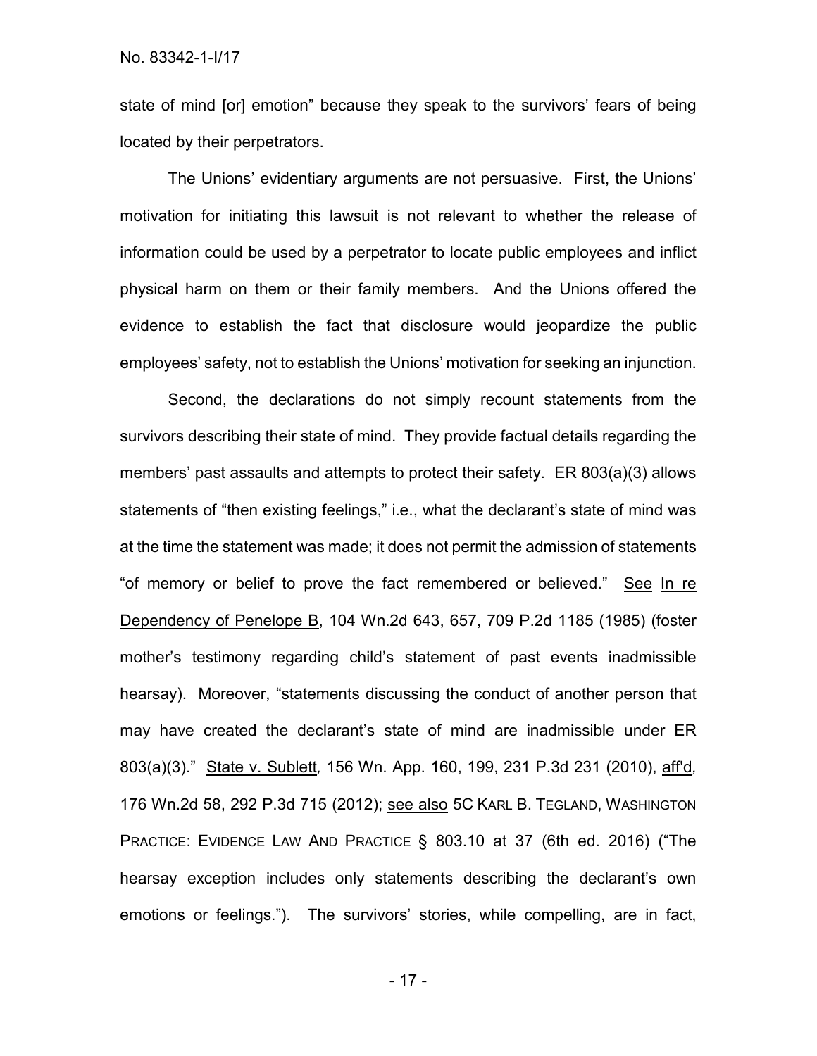state of mind [or] emotion" because they speak to the survivors' fears of being located by their perpetrators.

The Unions' evidentiary arguments are not persuasive. First, the Unions' motivation for initiating this lawsuit is not relevant to whether the release of information could be used by a perpetrator to locate public employees and inflict physical harm on them or their family members. And the Unions offered the evidence to establish the fact that disclosure would jeopardize the public employees' safety, not to establish the Unions' motivation for seeking an injunction.

Second, the declarations do not simply recount statements from the survivors describing their state of mind. They provide factual details regarding the members' past assaults and attempts to protect their safety. ER 803(a)(3) allows statements of "then existing feelings," i.e., what the declarant's state of mind was at the time the statement was made; it does not permit the admission of statements "of memory or belief to prove the fact remembered or believed." See In re Dependency of Penelope B, 104 Wn.2d 643, 657, 709 P.2d 1185 (1985) (foster mother's testimony regarding child's statement of past events inadmissible hearsay). Moreover, "statements discussing the conduct of another person that may have created the declarant's state of mind are inadmissible under ER 803(a)(3)." State v. Sublett*,* 156 Wn. App. 160, 199, 231 P.3d 231 (2010), aff'd*,* 176 Wn.2d 58, 292 P.3d 715 (2012); see also 5C KARL B. TEGLAND, WASHINGTON PRACTICE: EVIDENCE LAW AND PRACTICE § 803.10 at 37 (6th ed. 2016) ("The hearsay exception includes only statements describing the declarant's own emotions or feelings."). The survivors' stories, while compelling, are in fact,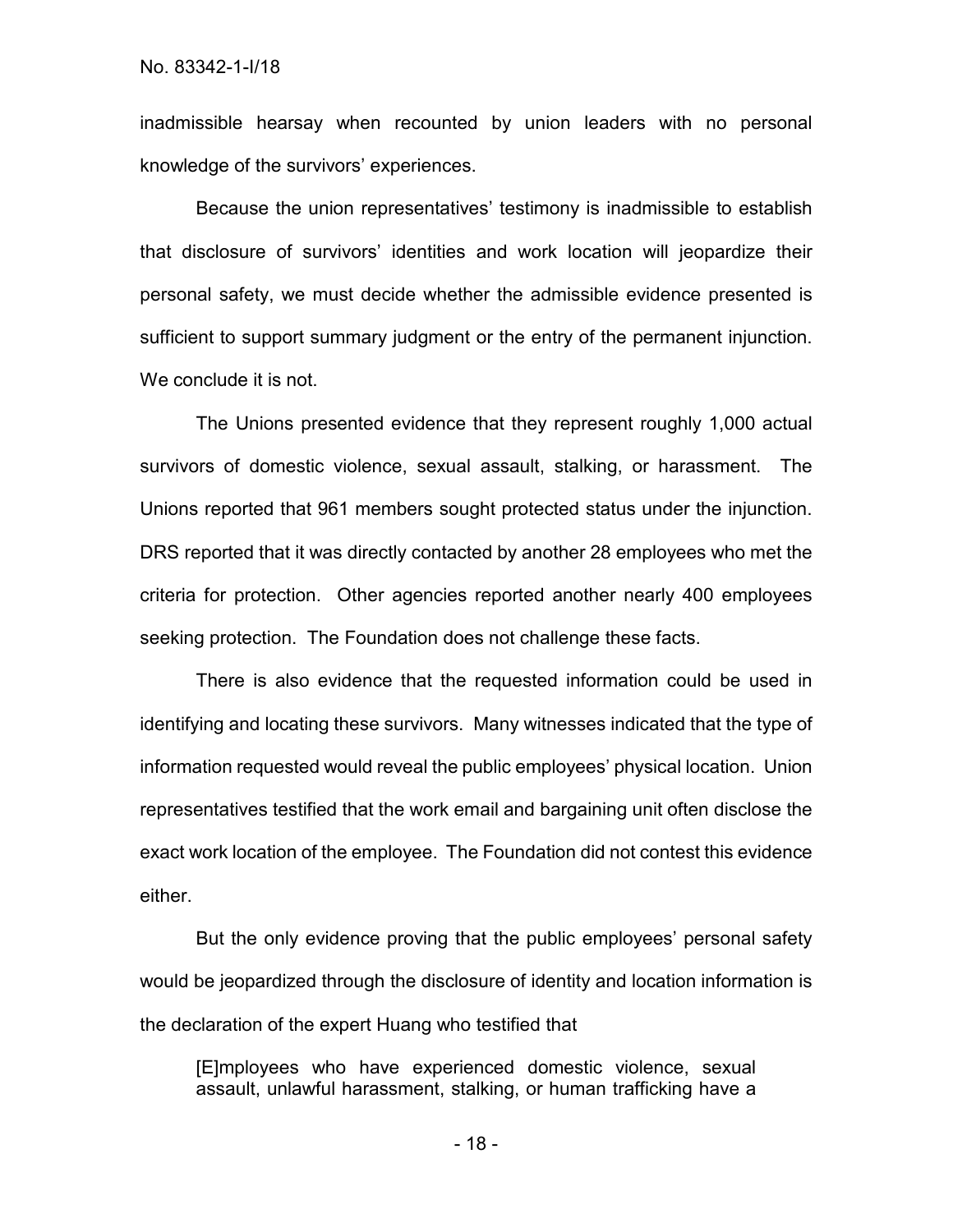inadmissible hearsay when recounted by union leaders with no personal knowledge of the survivors' experiences.

Because the union representatives' testimony is inadmissible to establish that disclosure of survivors' identities and work location will jeopardize their personal safety, we must decide whether the admissible evidence presented is sufficient to support summary judgment or the entry of the permanent injunction. We conclude it is not.

The Unions presented evidence that they represent roughly 1,000 actual survivors of domestic violence, sexual assault, stalking, or harassment. The Unions reported that 961 members sought protected status under the injunction. DRS reported that it was directly contacted by another 28 employees who met the criteria for protection. Other agencies reported another nearly 400 employees seeking protection. The Foundation does not challenge these facts.

There is also evidence that the requested information could be used in identifying and locating these survivors. Many witnesses indicated that the type of information requested would reveal the public employees' physical location. Union representatives testified that the work email and bargaining unit often disclose the exact work location of the employee. The Foundation did not contest this evidence either.

But the only evidence proving that the public employees' personal safety would be jeopardized through the disclosure of identity and location information is the declaration of the expert Huang who testified that

> [E]mployees who have experienced domestic violence, sexual assault, unlawful harassment, stalking, or human trafficking have a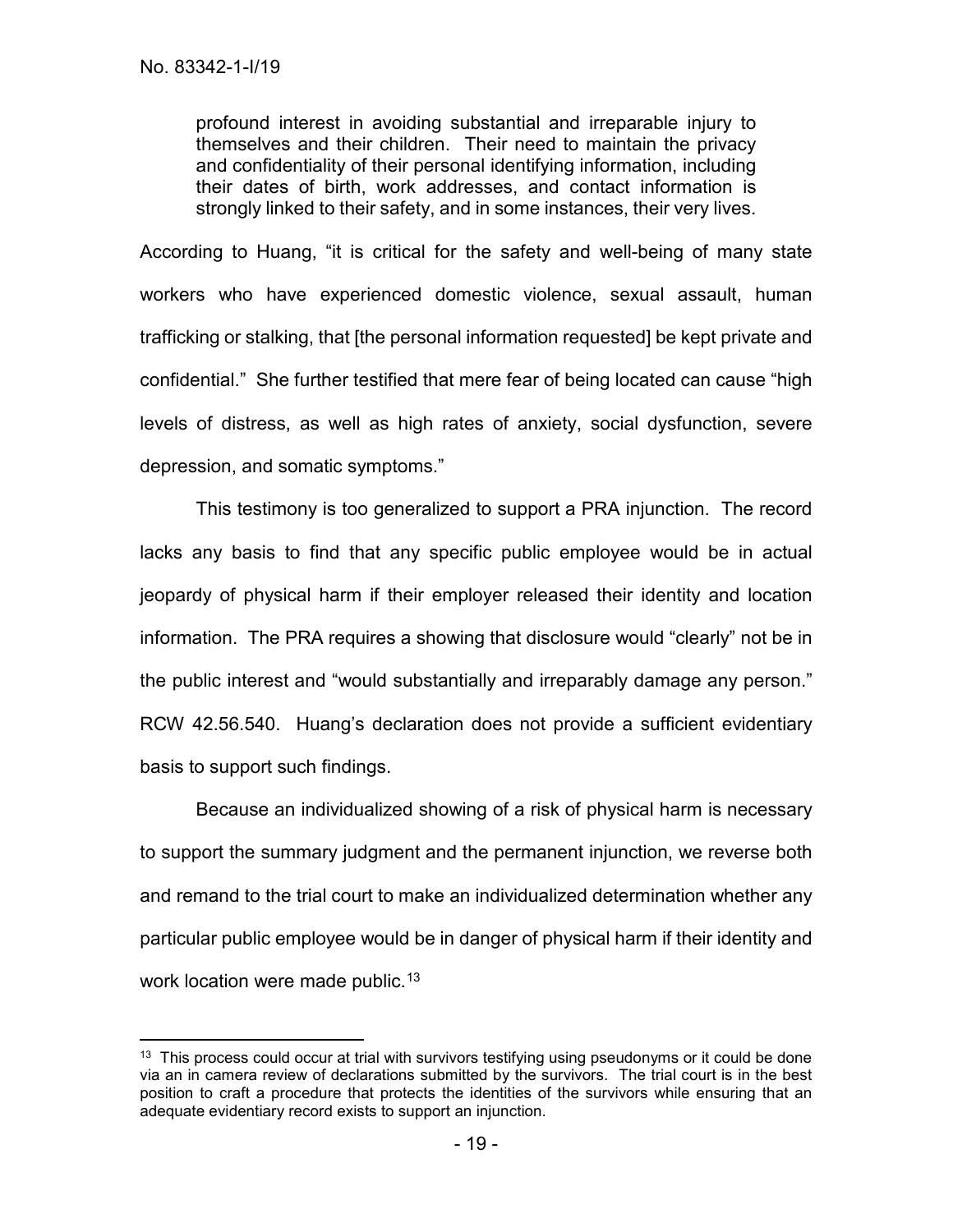> profound interest in avoiding substantial and irreparable injury to themselves and their children. Their need to maintain the privacy and confidentiality of their personal identifying information, including their dates of birth, work addresses, and contact information is strongly linked to their safety, and in some instances, their very lives.

According to Huang, "it is critical for the safety and well-being of many state workers who have experienced domestic violence, sexual assault, human trafficking or stalking, that [the personal information requested] be kept private and confidential." She further testified that mere fear of being located can cause "high levels of distress, as well as high rates of anxiety, social dysfunction, severe depression, and somatic symptoms."

This testimony is too generalized to support a PRA injunction. The record lacks any basis to find that any specific public employee would be in actual jeopardy of physical harm if their employer released their identity and location information. The PRA requires a showing that disclosure would "clearly" not be in the public interest and "would substantially and irreparably damage any person." RCW 42.56.540. Huang's declaration does not provide a sufficient evidentiary basis to support such findings.

Because an individualized showing of a risk of physical harm is necessary to support the summary judgment and the permanent injunction, we reverse both and remand to the trial court to make an individualized determination whether any particular public employee would be in danger of physical harm if their identity and work location were made public.[13]

---

[13] This process could occur at trial with survivors testifying using pseudonyms or it could be done via an in camera review of declarations submitted by the survivors. The trial court is in the best position to craft a procedure that protects the identities of the survivors while ensuring that an adequate evidentiary record exists to support an injunction.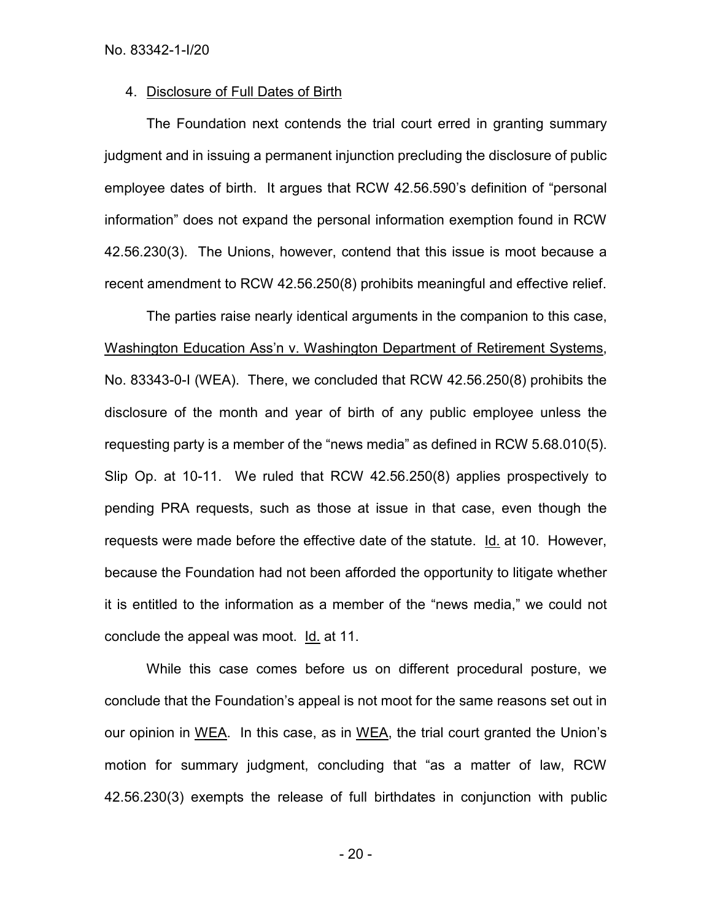4. <u>Disclosure of Full Dates of Birth</u>

The Foundation next contends the trial court erred in granting summary judgment and in issuing a permanent injunction precluding the disclosure of public employee dates of birth. It argues that RCW 42.56.590's definition of "personal information" does not expand the personal information exemption found in RCW 42.56.230(3). The Unions, however, contend that this issue is moot because a recent amendment to RCW 42.56.250(8) prohibits meaningful and effective relief.

The parties raise nearly identical arguments in the companion to this case, <u>Washington Education Ass'n v. Washington Department of Retirement Systems</u>, No. 83343-0-I (WEA). There, we concluded that RCW 42.56.250(8) prohibits the disclosure of the month and year of birth of any public employee unless the requesting party is a member of the "news media" as defined in RCW 5.68.010(5). Slip Op. at 10-11. We ruled that RCW 42.56.250(8) applies prospectively to pending PRA requests, such as those at issue in that case, even though the requests were made before the effective date of the statute. <u>Id.</u> at 10. However, because the Foundation had not been afforded the opportunity to litigate whether it is entitled to the information as a member of the "news media," we could not conclude the appeal was moot. <u>Id.</u> at 11.

While this case comes before us on different procedural posture, we conclude that the Foundation's appeal is not moot for the same reasons set out in our opinion in <u>WEA</u>. In this case, as in <u>WEA</u>, the trial court granted the Union's motion for summary judgment, concluding that "as a matter of law, RCW 42.56.230(3) exempts the release of full birthdates in conjunction with public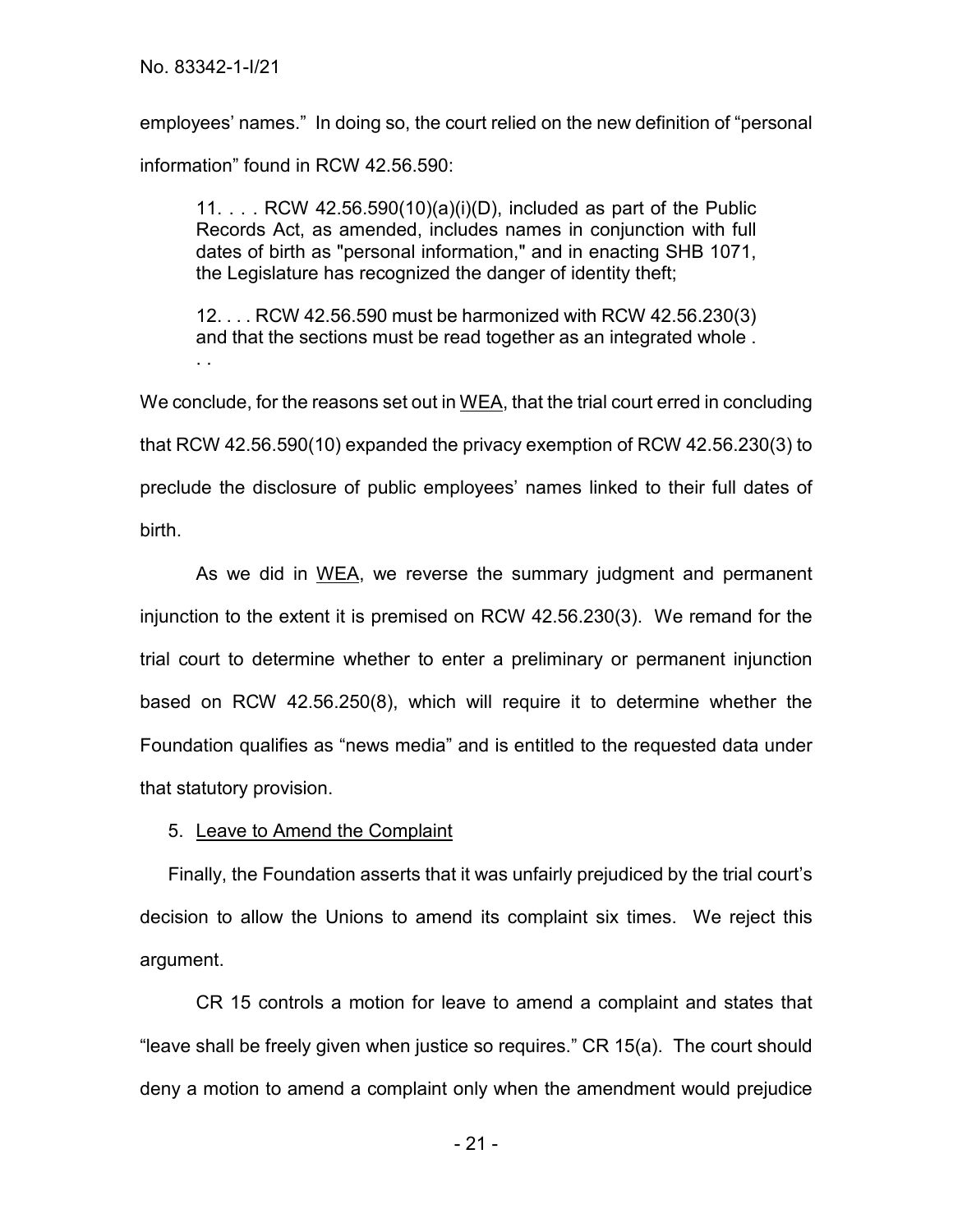employees' names." In doing so, the court relied on the new definition of "personal information" found in RCW 42.56.590:

> 11. . . . RCW 42.56.590(10)(a)(i)(D), included as part of the Public Records Act, as amended, includes names in conjunction with full dates of birth as "personal information," and in enacting SHB 1071, the Legislature has recognized the danger of identity theft;
>
> 12. . . . RCW 42.56.590 must be harmonized with RCW 42.56.230(3) and that the sections must be read together as an integrated whole . . .

We conclude, for the reasons set out in WEA, that the trial court erred in concluding that RCW 42.56.590(10) expanded the privacy exemption of RCW 42.56.230(3) to preclude the disclosure of public employees' names linked to their full dates of birth.

As we did in WEA, we reverse the summary judgment and permanent injunction to the extent it is premised on RCW 42.56.230(3). We remand for the trial court to determine whether to enter a preliminary or permanent injunction based on RCW 42.56.250(8), which will require it to determine whether the Foundation qualifies as "news media" and is entitled to the requested data under that statutory provision.

5. Leave to Amend the Complaint

Finally, the Foundation asserts that it was unfairly prejudiced by the trial court's decision to allow the Unions to amend its complaint six times. We reject this argument.

CR 15 controls a motion for leave to amend a complaint and states that "leave shall be freely given when justice so requires." CR 15(a). The court should deny a motion to amend a complaint only when the amendment would prejudice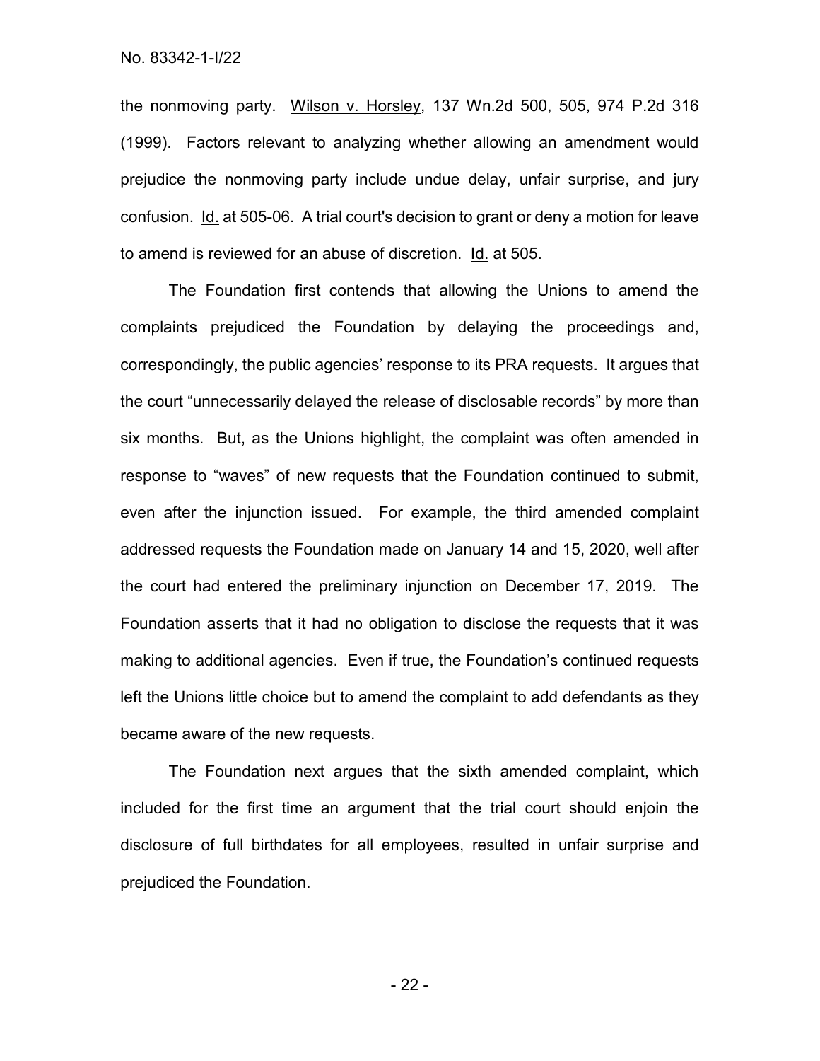the nonmoving party. Wilson v. Horsley, 137 Wn.2d 500, 505, 974 P.2d 316 (1999). Factors relevant to analyzing whether allowing an amendment would prejudice the nonmoving party include undue delay, unfair surprise, and jury confusion. Id. at 505-06. A trial court's decision to grant or deny a motion for leave to amend is reviewed for an abuse of discretion. Id. at 505.

The Foundation first contends that allowing the Unions to amend the complaints prejudiced the Foundation by delaying the proceedings and, correspondingly, the public agencies' response to its PRA requests. It argues that the court "unnecessarily delayed the release of disclosable records" by more than six months. But, as the Unions highlight, the complaint was often amended in response to "waves" of new requests that the Foundation continued to submit, even after the injunction issued. For example, the third amended complaint addressed requests the Foundation made on January 14 and 15, 2020, well after the court had entered the preliminary injunction on December 17, 2019. The Foundation asserts that it had no obligation to disclose the requests that it was making to additional agencies. Even if true, the Foundation's continued requests left the Unions little choice but to amend the complaint to add defendants as they became aware of the new requests.

The Foundation next argues that the sixth amended complaint, which included for the first time an argument that the trial court should enjoin the disclosure of full birthdates for all employees, resulted in unfair surprise and prejudiced the Foundation.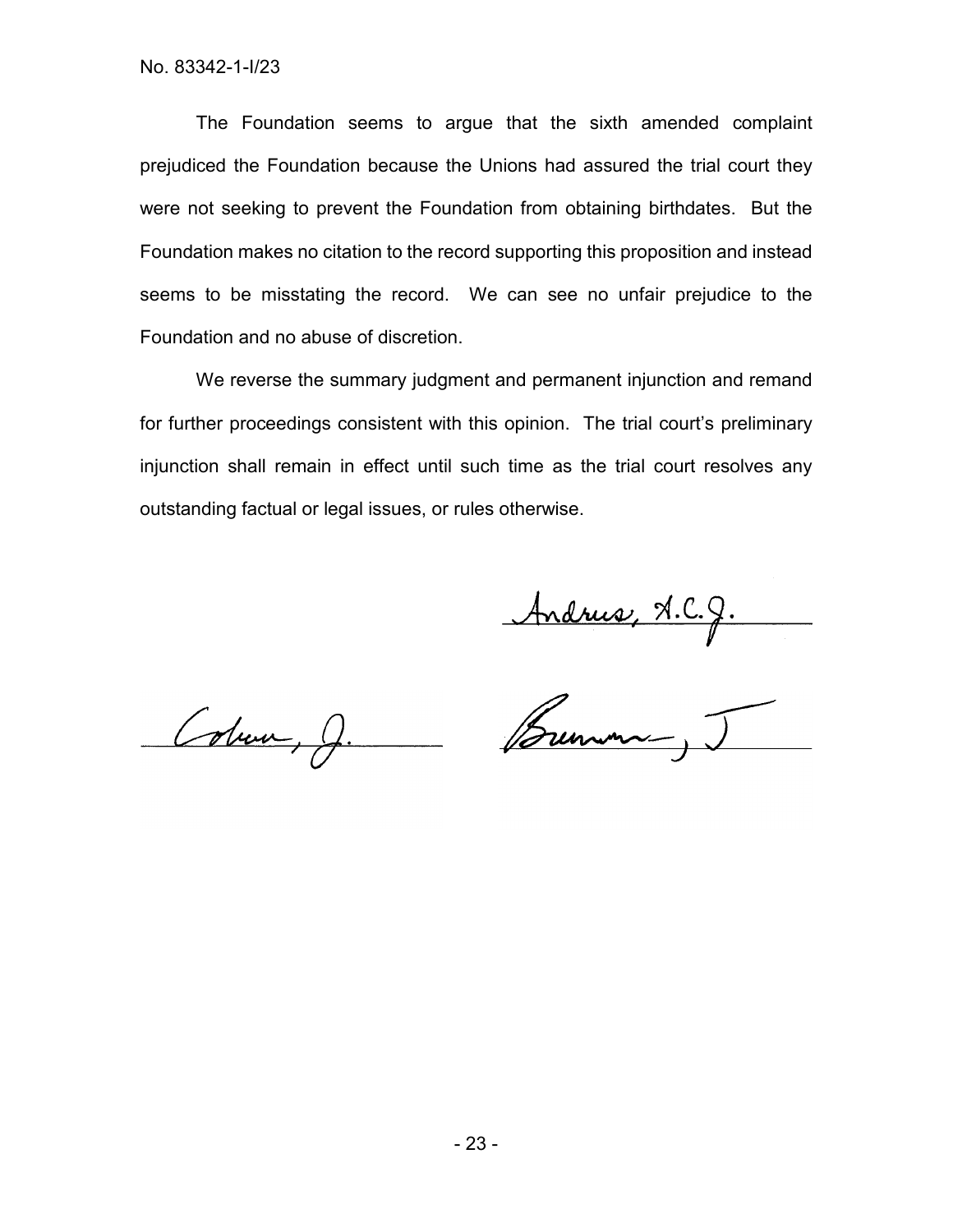The Foundation seems to argue that the sixth amended complaint prejudiced the Foundation because the Unions had assured the trial court they were not seeking to prevent the Foundation from obtaining birthdates. But the Foundation makes no citation to the record supporting this proposition and instead seems to be misstating the record. We can see no unfair prejudice to the Foundation and no abuse of discretion.

We reverse the summary judgment and permanent injunction and remand for further proceedings consistent with this opinion. The trial court's preliminary injunction shall remain in effect until such time as the trial court resolves any outstanding factual or legal issues, or rules otherwise.

Andrus, A.C.J.

Coburn, J.

Brennan, J.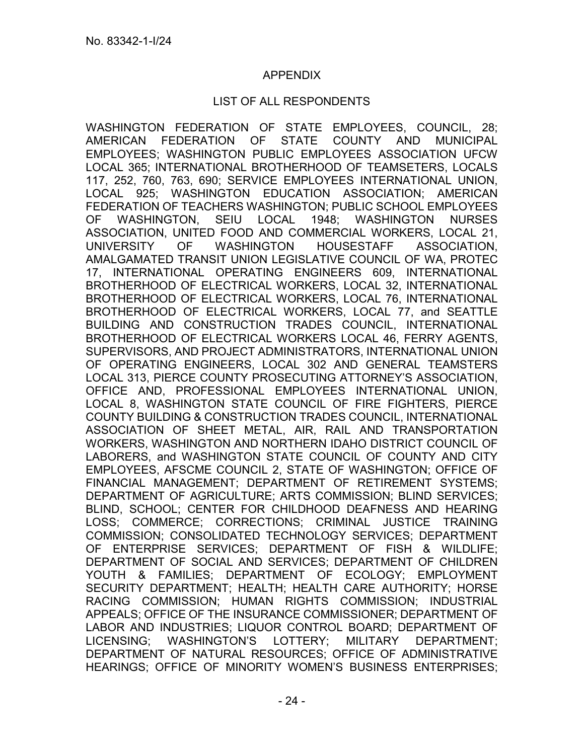## APPENDIX

## LIST OF ALL RESPONDENTS

WASHINGTON FEDERATION OF STATE EMPLOYEES, COUNCIL, 28; AMERICAN FEDERATION OF STATE COUNTY AND MUNICIPAL EMPLOYEES; WASHINGTON PUBLIC EMPLOYEES ASSOCIATION UFCW LOCAL 365; INTERNATIONAL BROTHERHOOD OF TEAMSETERS, LOCALS 117, 252, 760, 763, 690; SERVICE EMPLOYEES INTERNATIONAL UNION, LOCAL 925; WASHINGTON EDUCATION ASSOCIATION; AMERICAN FEDERATION OF TEACHERS WASHINGTON; PUBLIC SCHOOL EMPLOYEES OF WASHINGTON, SEIU LOCAL 1948; WASHINGTON NURSES ASSOCIATION, UNITED FOOD AND COMMERCIAL WORKERS, LOCAL 21, UNIVERSITY OF WASHINGTON HOUSESTAFF ASSOCIATION, AMALGAMATED TRANSIT UNION LEGISLATIVE COUNCIL OF WA, PROTEC 17, INTERNATIONAL OPERATING ENGINEERS 609, INTERNATIONAL BROTHERHOOD OF ELECTRICAL WORKERS, LOCAL 32, INTERNATIONAL BROTHERHOOD OF ELECTRICAL WORKERS, LOCAL 76, INTERNATIONAL BROTHERHOOD OF ELECTRICAL WORKERS, LOCAL 77, and SEATTLE BUILDING AND CONSTRUCTION TRADES COUNCIL, INTERNATIONAL BROTHERHOOD OF ELECTRICAL WORKERS LOCAL 46, FERRY AGENTS, SUPERVISORS, AND PROJECT ADMINISTRATORS, INTERNATIONAL UNION OF OPERATING ENGINEERS, LOCAL 302 AND GENERAL TEAMSTERS LOCAL 313, PIERCE COUNTY PROSECUTING ATTORNEY'S ASSOCIATION, OFFICE AND, PROFESSIONAL EMPLOYEES INTERNATIONAL UNION, LOCAL 8, WASHINGTON STATE COUNCIL OF FIRE FIGHTERS, PIERCE COUNTY BUILDING & CONSTRUCTION TRADES COUNCIL, INTERNATIONAL ASSOCIATION OF SHEET METAL, AIR, RAIL AND TRANSPORTATION WORKERS, WASHINGTON AND NORTHERN IDAHO DISTRICT COUNCIL OF LABORERS, and WASHINGTON STATE COUNCIL OF COUNTY AND CITY EMPLOYEES, AFSCME COUNCIL 2, STATE OF WASHINGTON; OFFICE OF FINANCIAL MANAGEMENT; DEPARTMENT OF RETIREMENT SYSTEMS; DEPARTMENT OF AGRICULTURE; ARTS COMMISSION; BLIND SERVICES; BLIND, SCHOOL; CENTER FOR CHILDHOOD DEAFNESS AND HEARING LOSS; COMMERCE; CORRECTIONS; CRIMINAL JUSTICE TRAINING COMMISSION; CONSOLIDATED TECHNOLOGY SERVICES; DEPARTMENT OF ENTERPRISE SERVICES; DEPARTMENT OF FISH & WILDLIFE; DEPARTMENT OF SOCIAL AND SERVICES; DEPARTMENT OF CHILDREN YOUTH & FAMILIES; DEPARTMENT OF ECOLOGY; EMPLOYMENT SECURITY DEPARTMENT; HEALTH; HEALTH CARE AUTHORITY; HORSE RACING COMMISSION; HUMAN RIGHTS COMMISSION; INDUSTRIAL APPEALS; OFFICE OF THE INSURANCE COMMISSIONER; DEPARTMENT OF LABOR AND INDUSTRIES; LIQUOR CONTROL BOARD; DEPARTMENT OF LICENSING; WASHINGTON'S LOTTERY; MILITARY DEPARTMENT; DEPARTMENT OF NATURAL RESOURCES; OFFICE OF ADMINISTRATIVE HEARINGS; OFFICE OF MINORITY WOMEN'S BUSINESS ENTERPRISES;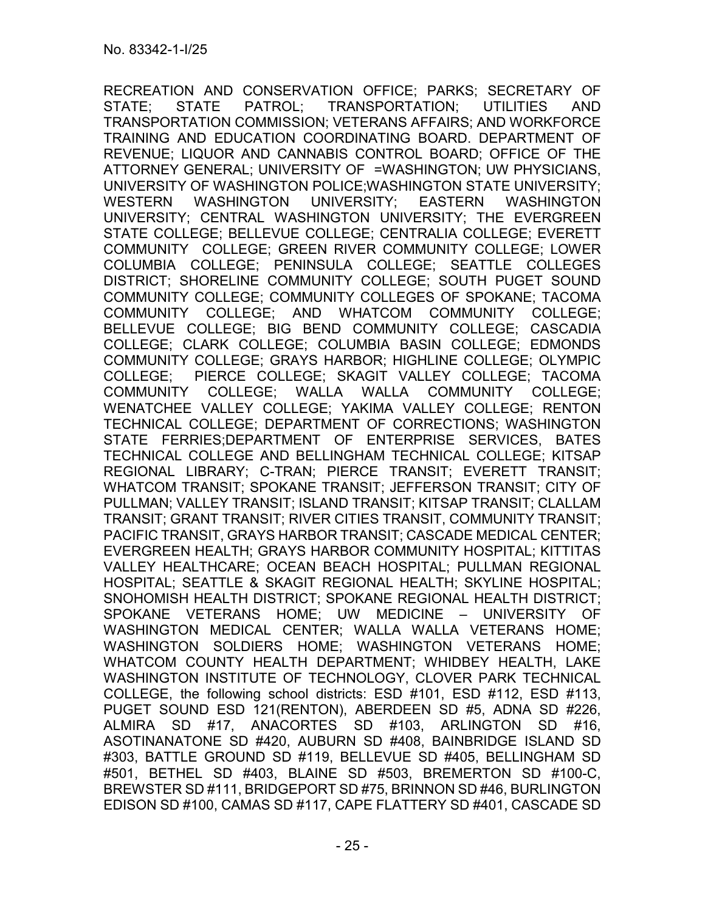RECREATION AND CONSERVATION OFFICE; PARKS; SECRETARY OF STATE; STATE PATROL; TRANSPORTATION; UTILITIES AND TRANSPORTATION COMMISSION; VETERANS AFFAIRS; AND WORKFORCE TRAINING AND EDUCATION COORDINATING BOARD. DEPARTMENT OF REVENUE; LIQUOR AND CANNABIS CONTROL BOARD; OFFICE OF THE ATTORNEY GENERAL; UNIVERSITY OF =WASHINGTON; UW PHYSICIANS, UNIVERSITY OF WASHINGTON POLICE;WASHINGTON STATE UNIVERSITY; WESTERN WASHINGTON UNIVERSITY; EASTERN WASHINGTON UNIVERSITY; CENTRAL WASHINGTON UNIVERSITY; THE EVERGREEN STATE COLLEGE; BELLEVUE COLLEGE; CENTRALIA COLLEGE; EVERETT COMMUNITY COLLEGE; GREEN RIVER COMMUNITY COLLEGE; LOWER COLUMBIA COLLEGE; PENINSULA COLLEGE; SEATTLE COLLEGES DISTRICT; SHORELINE COMMUNITY COLLEGE; SOUTH PUGET SOUND COMMUNITY COLLEGE; COMMUNITY COLLEGES OF SPOKANE; TACOMA COMMUNITY COLLEGE; AND WHATCOM COMMUNITY COLLEGE; BELLEVUE COLLEGE; BIG BEND COMMUNITY COLLEGE; CASCADIA COLLEGE; CLARK COLLEGE; COLUMBIA BASIN COLLEGE; EDMONDS COMMUNITY COLLEGE; GRAYS HARBOR; HIGHLINE COLLEGE; OLYMPIC COLLEGE; PIERCE COLLEGE; SKAGIT VALLEY COLLEGE; TACOMA COMMUNITY COLLEGE; WALLA WALLA COMMUNITY COLLEGE; WENATCHEE VALLEY COLLEGE; YAKIMA VALLEY COLLEGE; RENTON TECHNICAL COLLEGE; DEPARTMENT OF CORRECTIONS; WASHINGTON STATE FERRIES;DEPARTMENT OF ENTERPRISE SERVICES, BATES TECHNICAL COLLEGE AND BELLINGHAM TECHNICAL COLLEGE; KITSAP REGIONAL LIBRARY; C-TRAN; PIERCE TRANSIT; EVERETT TRANSIT; WHATCOM TRANSIT; SPOKANE TRANSIT; JEFFERSON TRANSIT; CITY OF PULLMAN; VALLEY TRANSIT; ISLAND TRANSIT; KITSAP TRANSIT; CLALLAM TRANSIT; GRANT TRANSIT; RIVER CITIES TRANSIT, COMMUNITY TRANSIT; PACIFIC TRANSIT, GRAYS HARBOR TRANSIT; CASCADE MEDICAL CENTER; EVERGREEN HEALTH; GRAYS HARBOR COMMUNITY HOSPITAL; KITTITAS VALLEY HEALTHCARE; OCEAN BEACH HOSPITAL; PULLMAN REGIONAL HOSPITAL; SEATTLE & SKAGIT REGIONAL HEALTH; SKYLINE HOSPITAL; SNOHOMISH HEALTH DISTRICT; SPOKANE REGIONAL HEALTH DISTRICT; SPOKANE VETERANS HOME; UW MEDICINE – UNIVERSITY OF WASHINGTON MEDICAL CENTER; WALLA WALLA VETERANS HOME; WASHINGTON SOLDIERS HOME; WASHINGTON VETERANS HOME; WHATCOM COUNTY HEALTH DEPARTMENT; WHIDBEY HEALTH, LAKE WASHINGTON INSTITUTE OF TECHNOLOGY, CLOVER PARK TECHNICAL COLLEGE, the following school districts: ESD #101, ESD #112, ESD #113, PUGET SOUND ESD 121(RENTON), ABERDEEN SD #5, ADNA SD #226, ALMIRA SD #17, ANACORTES SD #103, ARLINGTON SD #16, ASOTINANATONE SD #420, AUBURN SD #408, BAINBRIDGE ISLAND SD #303, BATTLE GROUND SD #119, BELLEVUE SD #405, BELLINGHAM SD #501, BETHEL SD #403, BLAINE SD #503, BREMERTON SD #100-C, BREWSTER SD #111, BRIDGEPORT SD #75, BRINNON SD #46, BURLINGTON EDISON SD #100, CAMAS SD #117, CAPE FLATTERY SD #401, CASCADE SD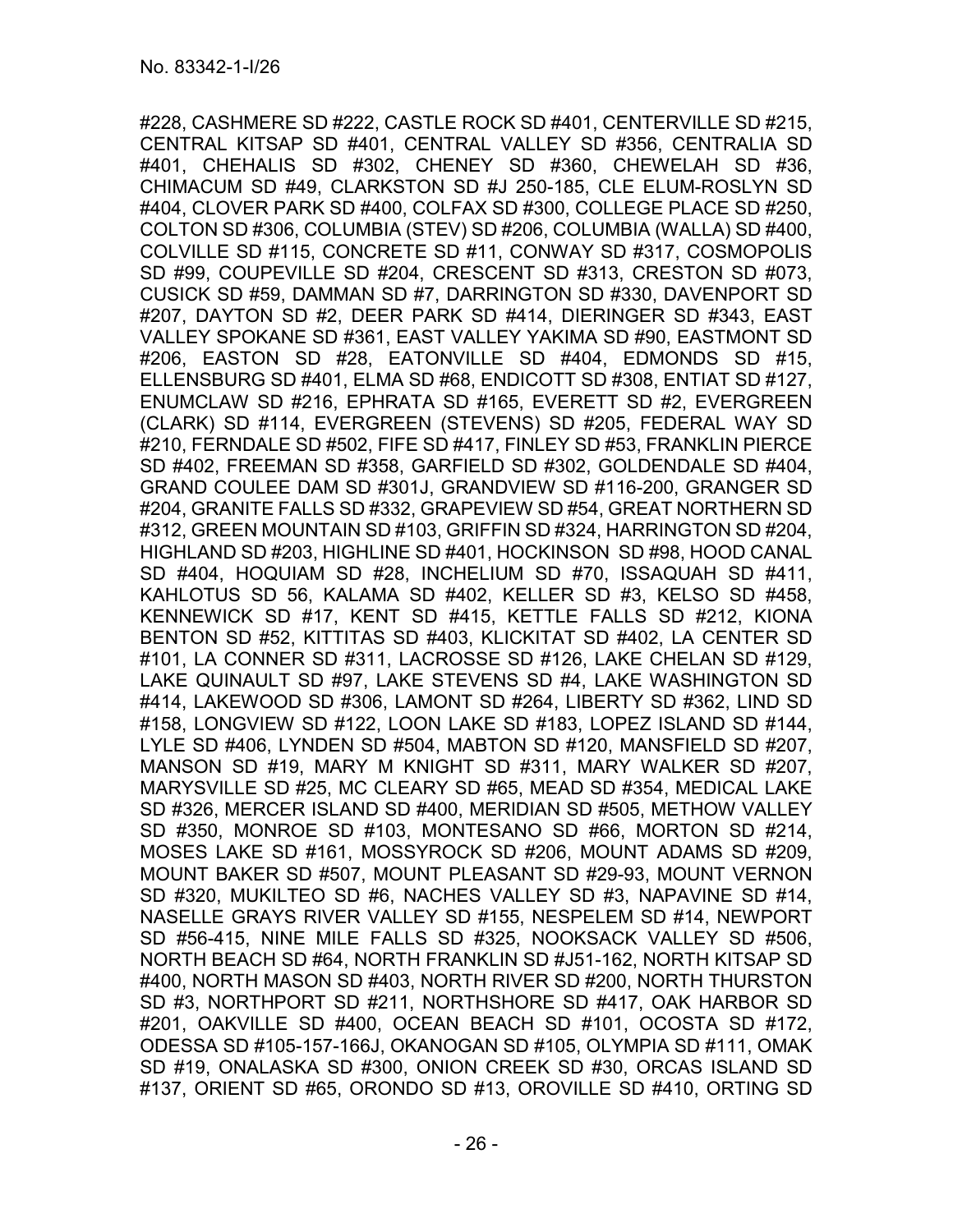#228, CASHMERE SD #222, CASTLE ROCK SD #401, CENTERVILLE SD #215, CENTRAL KITSAP SD #401, CENTRAL VALLEY SD #356, CENTRALIA SD #401, CHEHALIS SD #302, CHENEY SD #360, CHEWELAH SD #36, CHIMACUM SD #49, CLARKSTON SD #J 250-185, CLE ELUM-ROSLYN SD #404, CLOVER PARK SD #400, COLFAX SD #300, COLLEGE PLACE SD #250, COLTON SD #306, COLUMBIA (STEV) SD #206, COLUMBIA (WALLA) SD #400, COLVILLE SD #115, CONCRETE SD #11, CONWAY SD #317, COSMOPOLIS SD #99, COUPEVILLE SD #204, CRESCENT SD #313, CRESTON SD #073, CUSICK SD #59, DAMMAN SD #7, DARRINGTON SD #330, DAVENPORT SD #207, DAYTON SD #2, DEER PARK SD #414, DIERINGER SD #343, EAST VALLEY SPOKANE SD #361, EAST VALLEY YAKIMA SD #90, EASTMONT SD #206, EASTON SD #28, EATONVILLE SD #404, EDMONDS SD #15, ELLENSBURG SD #401, ELMA SD #68, ENDICOTT SD #308, ENTIAT SD #127, ENUMCLAW SD #216, EPHRATA SD #165, EVERETT SD #2, EVERGREEN (CLARK) SD #114, EVERGREEN (STEVENS) SD #205, FEDERAL WAY SD #210, FERNDALE SD #502, FIFE SD #417, FINLEY SD #53, FRANKLIN PIERCE SD #402, FREEMAN SD #358, GARFIELD SD #302, GOLDENDALE SD #404, GRAND COULEE DAM SD #301J, GRANDVIEW SD #116-200, GRANGER SD #204, GRANITE FALLS SD #332, GRAPEVIEW SD #54, GREAT NORTHERN SD #312, GREEN MOUNTAIN SD #103, GRIFFIN SD #324, HARRINGTON SD #204, HIGHLAND SD #203, HIGHLINE SD #401, HOCKINSON SD #98, HOOD CANAL SD #404, HOQUIAM SD #28, INCHELIUM SD #70, ISSAQUAH SD #411, KAHLOTUS SD 56, KALAMA SD #402, KELLER SD #3, KELSO SD #458, KENNEWICK SD #17, KENT SD #415, KETTLE FALLS SD #212, KIONA BENTON SD #52, KITTITAS SD #403, KLICKITAT SD #402, LA CENTER SD #101, LA CONNER SD #311, LACROSSE SD #126, LAKE CHELAN SD #129, LAKE QUINAULT SD #97, LAKE STEVENS SD #4, LAKE WASHINGTON SD #414, LAKEWOOD SD #306, LAMONT SD #264, LIBERTY SD #362, LIND SD #158, LONGVIEW SD #122, LOON LAKE SD #183, LOPEZ ISLAND SD #144, LYLE SD #406, LYNDEN SD #504, MABTON SD #120, MANSFIELD SD #207, MANSON SD #19, MARY M KNIGHT SD #311, MARY WALKER SD #207, MARYSVILLE SD #25, MC CLEARY SD #65, MEAD SD #354, MEDICAL LAKE SD #326, MERCER ISLAND SD #400, MERIDIAN SD #505, METHOW VALLEY SD #350, MONROE SD #103, MONTESANO SD #66, MORTON SD #214, MOSES LAKE SD #161, MOSSYROCK SD #206, MOUNT ADAMS SD #209, MOUNT BAKER SD #507, MOUNT PLEASANT SD #29-93, MOUNT VERNON SD #320, MUKILTEO SD #6, NACHES VALLEY SD #3, NAPAVINE SD #14, NASELLE GRAYS RIVER VALLEY SD #155, NESPELEM SD #14, NEWPORT SD #56-415, NINE MILE FALLS SD #325, NOOKSACK VALLEY SD #506, NORTH BEACH SD #64, NORTH FRANKLIN SD #J51-162, NORTH KITSAP SD #400, NORTH MASON SD #403, NORTH RIVER SD #200, NORTH THURSTON SD #3, NORTHPORT SD #211, NORTHSHORE SD #417, OAK HARBOR SD #201, OAKVILLE SD #400, OCEAN BEACH SD #101, OCOSTA SD #172, ODESSA SD #105-157-166J, OKANOGAN SD #105, OLYMPIA SD #111, OMAK SD #19, ONALASKA SD #300, ONION CREEK SD #30, ORCAS ISLAND SD #137, ORIENT SD #65, ORONDO SD #13, OROVILLE SD #410, ORTING SD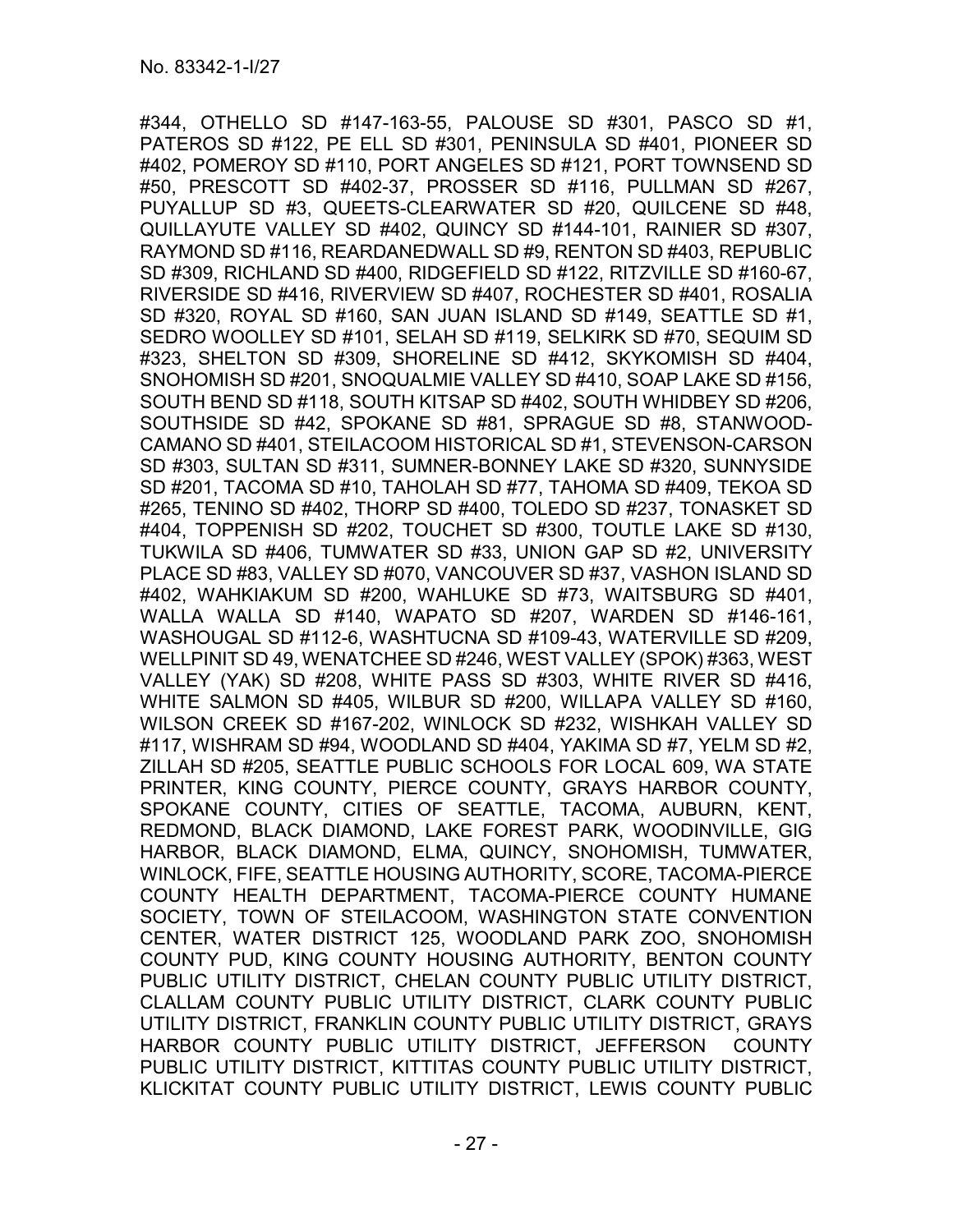#344, OTHELLO SD #147-163-55, PALOUSE SD #301, PASCO SD #1, PATEROS SD #122, PE ELL SD #301, PENINSULA SD #401, PIONEER SD #402, POMEROY SD #110, PORT ANGELES SD #121, PORT TOWNSEND SD #50, PRESCOTT SD #402-37, PROSSER SD #116, PULLMAN SD #267, PUYALLUP SD #3, QUEETS-CLEARWATER SD #20, QUILCENE SD #48, QUILLAYUTE VALLEY SD #402, QUINCY SD #144-101, RAINIER SD #307, RAYMOND SD #116, REARDANEDWALL SD #9, RENTON SD #403, REPUBLIC SD #309, RICHLAND SD #400, RIDGEFIELD SD #122, RITZVILLE SD #160-67, RIVERSIDE SD #416, RIVERVIEW SD #407, ROCHESTER SD #401, ROSALIA SD #320, ROYAL SD #160, SAN JUAN ISLAND SD #149, SEATTLE SD #1, SEDRO WOOLLEY SD #101, SELAH SD #119, SELKIRK SD #70, SEQUIM SD #323, SHELTON SD #309, SHORELINE SD #412, SKYKOMISH SD #404, SNOHOMISH SD #201, SNOQUALMIE VALLEY SD #410, SOAP LAKE SD #156, SOUTH BEND SD #118, SOUTH KITSAP SD #402, SOUTH WHIDBEY SD #206, SOUTHSIDE SD #42, SPOKANE SD #81, SPRAGUE SD #8, STANWOOD-CAMANO SD #401, STEILACOOM HISTORICAL SD #1, STEVENSON-CARSON SD #303, SULTAN SD #311, SUMNER-BONNEY LAKE SD #320, SUNNYSIDE SD #201, TACOMA SD #10, TAHOLAH SD #77, TAHOMA SD #409, TEKOA SD #265, TENINO SD #402, THORP SD #400, TOLEDO SD #237, TONASKET SD #404, TOPPENISH SD #202, TOUCHET SD #300, TOUTLE LAKE SD #130, TUKWILA SD #406, TUMWATER SD #33, UNION GAP SD #2, UNIVERSITY PLACE SD #83, VALLEY SD #070, VANCOUVER SD #37, VASHON ISLAND SD #402, WAHKIAKUM SD #200, WAHLUKE SD #73, WAITSBURG SD #401, WALLA WALLA SD #140, WAPATO SD #207, WARDEN SD #146-161, WASHOUGAL SD #112-6, WASHTUCNA SD #109-43, WATERVILLE SD #209, WELLPINIT SD 49, WENATCHEE SD #246, WEST VALLEY (SPOK) #363, WEST VALLEY (YAK) SD #208, WHITE PASS SD #303, WHITE RIVER SD #416, WHITE SALMON SD #405, WILBUR SD #200, WILLAPA VALLEY SD #160, WILSON CREEK SD #167-202, WINLOCK SD #232, WISHKAH VALLEY SD #117, WISHRAM SD #94, WOODLAND SD #404, YAKIMA SD #7, YELM SD #2, ZILLAH SD #205, SEATTLE PUBLIC SCHOOLS FOR LOCAL 609, WA STATE PRINTER, KING COUNTY, PIERCE COUNTY, GRAYS HARBOR COUNTY, SPOKANE COUNTY, CITIES OF SEATTLE, TACOMA, AUBURN, KENT, REDMOND, BLACK DIAMOND, LAKE FOREST PARK, WOODINVILLE, GIG HARBOR, BLACK DIAMOND, ELMA, QUINCY, SNOHOMISH, TUMWATER, WINLOCK, FIFE, SEATTLE HOUSING AUTHORITY, SCORE, TACOMA-PIERCE COUNTY HEALTH DEPARTMENT, TACOMA-PIERCE COUNTY HUMANE SOCIETY, TOWN OF STEILACOOM, WASHINGTON STATE CONVENTION CENTER, WATER DISTRICT 125, WOODLAND PARK ZOO, SNOHOMISH COUNTY PUD, KING COUNTY HOUSING AUTHORITY, BENTON COUNTY PUBLIC UTILITY DISTRICT, CHELAN COUNTY PUBLIC UTILITY DISTRICT, CLALLAM COUNTY PUBLIC UTILITY DISTRICT, CLARK COUNTY PUBLIC UTILITY DISTRICT, FRANKLIN COUNTY PUBLIC UTILITY DISTRICT, GRAYS HARBOR COUNTY PUBLIC UTILITY DISTRICT, JEFFERSON COUNTY PUBLIC UTILITY DISTRICT, KITTITAS COUNTY PUBLIC UTILITY DISTRICT, KLICKITAT COUNTY PUBLIC UTILITY DISTRICT, LEWIS COUNTY PUBLIC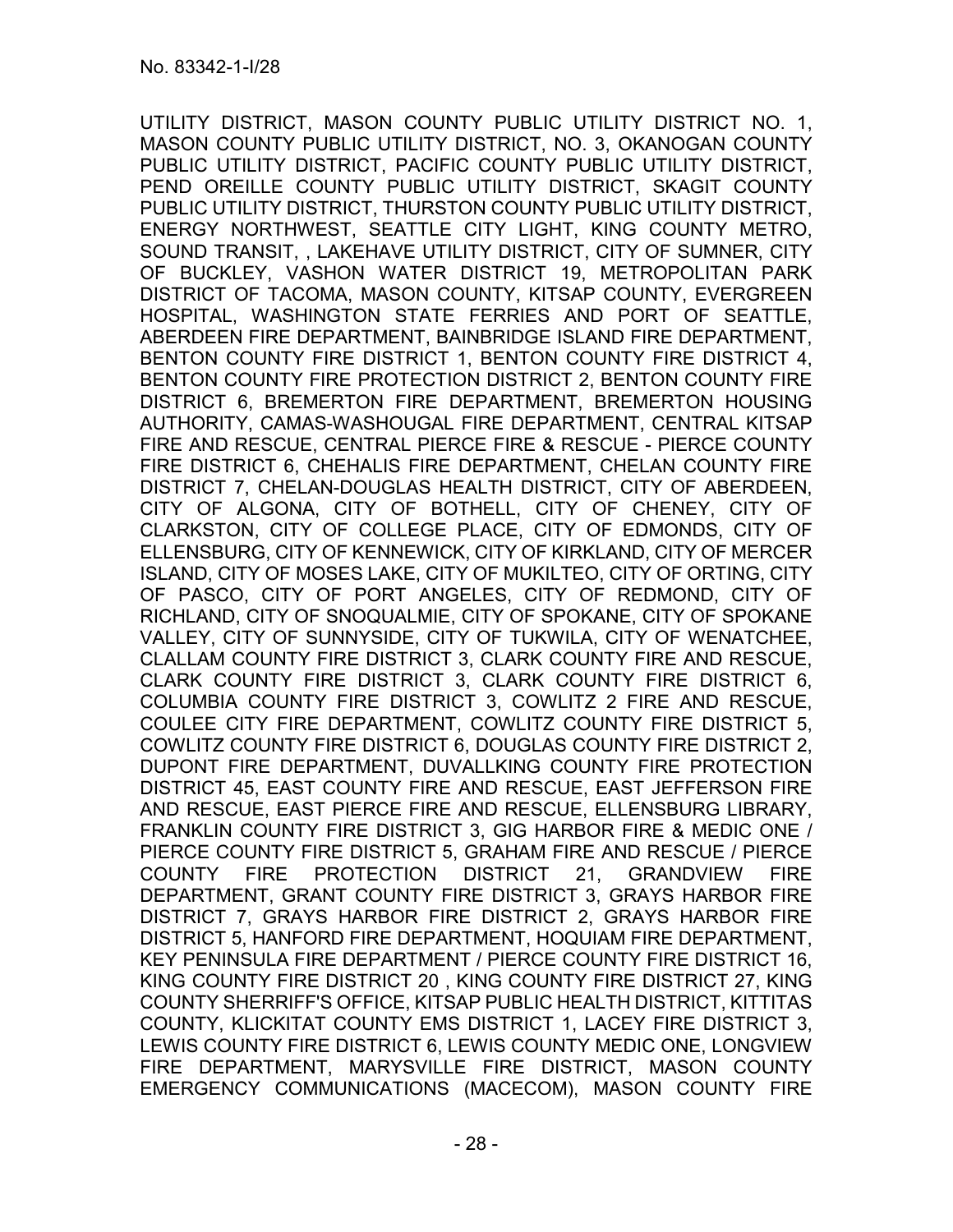UTILITY DISTRICT, MASON COUNTY PUBLIC UTILITY DISTRICT NO. 1, MASON COUNTY PUBLIC UTILITY DISTRICT, NO. 3, OKANOGAN COUNTY PUBLIC UTILITY DISTRICT, PACIFIC COUNTY PUBLIC UTILITY DISTRICT, PEND OREILLE COUNTY PUBLIC UTILITY DISTRICT, SKAGIT COUNTY PUBLIC UTILITY DISTRICT, THURSTON COUNTY PUBLIC UTILITY DISTRICT, ENERGY NORTHWEST, SEATTLE CITY LIGHT, KING COUNTY METRO, SOUND TRANSIT, , LAKEHAVE UTILITY DISTRICT, CITY OF SUMNER, CITY OF BUCKLEY, VASHON WATER DISTRICT 19, METROPOLITAN PARK DISTRICT OF TACOMA, MASON COUNTY, KITSAP COUNTY, EVERGREEN HOSPITAL, WASHINGTON STATE FERRIES AND PORT OF SEATTLE, ABERDEEN FIRE DEPARTMENT, BAINBRIDGE ISLAND FIRE DEPARTMENT, BENTON COUNTY FIRE DISTRICT 1, BENTON COUNTY FIRE DISTRICT 4, BENTON COUNTY FIRE PROTECTION DISTRICT 2, BENTON COUNTY FIRE DISTRICT 6, BREMERTON FIRE DEPARTMENT, BREMERTON HOUSING AUTHORITY, CAMAS-WASHOUGAL FIRE DEPARTMENT, CENTRAL KITSAP FIRE AND RESCUE, CENTRAL PIERCE FIRE & RESCUE - PIERCE COUNTY FIRE DISTRICT 6, CHEHALIS FIRE DEPARTMENT, CHELAN COUNTY FIRE DISTRICT 7, CHELAN-DOUGLAS HEALTH DISTRICT, CITY OF ABERDEEN, CITY OF ALGONA, CITY OF BOTHELL, CITY OF CHENEY, CITY OF CLARKSTON, CITY OF COLLEGE PLACE, CITY OF EDMONDS, CITY OF ELLENSBURG, CITY OF KENNEWICK, CITY OF KIRKLAND, CITY OF MERCER ISLAND, CITY OF MOSES LAKE, CITY OF MUKILTEO, CITY OF ORTING, CITY OF PASCO, CITY OF PORT ANGELES, CITY OF REDMOND, CITY OF RICHLAND, CITY OF SNOQUALMIE, CITY OF SPOKANE, CITY OF SPOKANE VALLEY, CITY OF SUNNYSIDE, CITY OF TUKWILA, CITY OF WENATCHEE, CLALLAM COUNTY FIRE DISTRICT 3, CLARK COUNTY FIRE AND RESCUE, CLARK COUNTY FIRE DISTRICT 3, CLARK COUNTY FIRE DISTRICT 6, COLUMBIA COUNTY FIRE DISTRICT 3, COWLITZ 2 FIRE AND RESCUE, COULEE CITY FIRE DEPARTMENT, COWLITZ COUNTY FIRE DISTRICT 5, COWLITZ COUNTY FIRE DISTRICT 6, DOUGLAS COUNTY FIRE DISTRICT 2, DUPONT FIRE DEPARTMENT, DUVALLKING COUNTY FIRE PROTECTION DISTRICT 45, EAST COUNTY FIRE AND RESCUE, EAST JEFFERSON FIRE AND RESCUE, EAST PIERCE FIRE AND RESCUE, ELLENSBURG LIBRARY, FRANKLIN COUNTY FIRE DISTRICT 3, GIG HARBOR FIRE & MEDIC ONE / PIERCE COUNTY FIRE DISTRICT 5, GRAHAM FIRE AND RESCUE / PIERCE COUNTY FIRE PROTECTION DISTRICT 21, GRANDVIEW FIRE DEPARTMENT, GRANT COUNTY FIRE DISTRICT 3, GRAYS HARBOR FIRE DISTRICT 7, GRAYS HARBOR FIRE DISTRICT 2, GRAYS HARBOR FIRE DISTRICT 5, HANFORD FIRE DEPARTMENT, HOQUIAM FIRE DEPARTMENT, KEY PENINSULA FIRE DEPARTMENT / PIERCE COUNTY FIRE DISTRICT 16, KING COUNTY FIRE DISTRICT 20 , KING COUNTY FIRE DISTRICT 27, KING COUNTY SHERRIFF'S OFFICE, KITSAP PUBLIC HEALTH DISTRICT, KITTITAS COUNTY, KLICKITAT COUNTY EMS DISTRICT 1, LACEY FIRE DISTRICT 3, LEWIS COUNTY FIRE DISTRICT 6, LEWIS COUNTY MEDIC ONE, LONGVIEW FIRE DEPARTMENT, MARYSVILLE FIRE DISTRICT, MASON COUNTY EMERGENCY COMMUNICATIONS (MACECOM), MASON COUNTY FIRE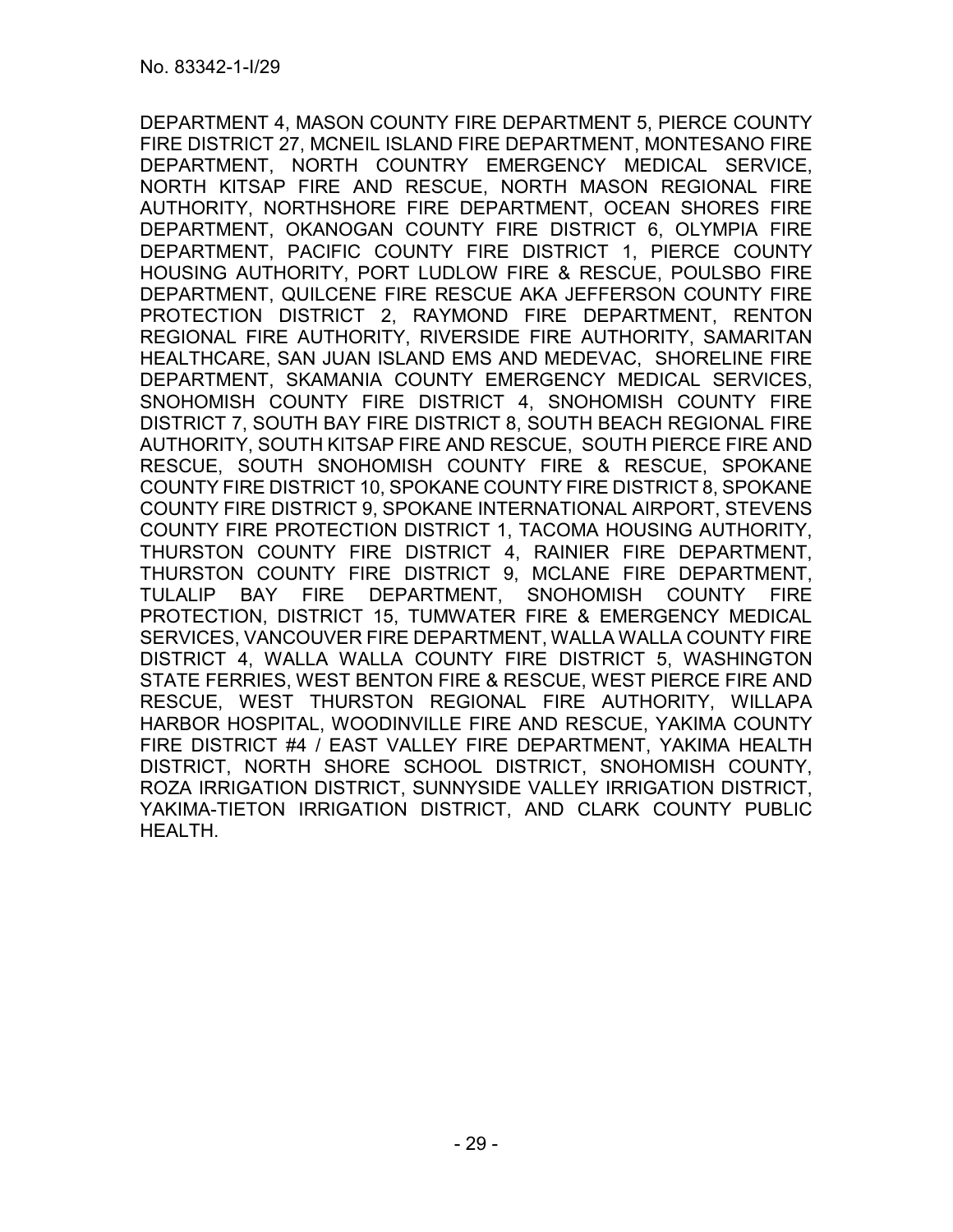DEPARTMENT 4, MASON COUNTY FIRE DEPARTMENT 5, PIERCE COUNTY FIRE DISTRICT 27, MCNEIL ISLAND FIRE DEPARTMENT, MONTESANO FIRE DEPARTMENT, NORTH COUNTRY EMERGENCY MEDICAL SERVICE, NORTH KITSAP FIRE AND RESCUE, NORTH MASON REGIONAL FIRE AUTHORITY, NORTHSHORE FIRE DEPARTMENT, OCEAN SHORES FIRE DEPARTMENT, OKANOGAN COUNTY FIRE DISTRICT 6, OLYMPIA FIRE DEPARTMENT, PACIFIC COUNTY FIRE DISTRICT 1, PIERCE COUNTY HOUSING AUTHORITY, PORT LUDLOW FIRE & RESCUE, POULSBO FIRE DEPARTMENT, QUILCENE FIRE RESCUE AKA JEFFERSON COUNTY FIRE PROTECTION DISTRICT 2, RAYMOND FIRE DEPARTMENT, RENTON REGIONAL FIRE AUTHORITY, RIVERSIDE FIRE AUTHORITY, SAMARITAN HEALTHCARE, SAN JUAN ISLAND EMS AND MEDEVAC, SHORELINE FIRE DEPARTMENT, SKAMANIA COUNTY EMERGENCY MEDICAL SERVICES, SNOHOMISH COUNTY FIRE DISTRICT 4, SNOHOMISH COUNTY FIRE DISTRICT 7, SOUTH BAY FIRE DISTRICT 8, SOUTH BEACH REGIONAL FIRE AUTHORITY, SOUTH KITSAP FIRE AND RESCUE, SOUTH PIERCE FIRE AND RESCUE, SOUTH SNOHOMISH COUNTY FIRE & RESCUE, SPOKANE COUNTY FIRE DISTRICT 10, SPOKANE COUNTY FIRE DISTRICT 8, SPOKANE COUNTY FIRE DISTRICT 9, SPOKANE INTERNATIONAL AIRPORT, STEVENS COUNTY FIRE PROTECTION DISTRICT 1, TACOMA HOUSING AUTHORITY, THURSTON COUNTY FIRE DISTRICT 4, RAINIER FIRE DEPARTMENT, THURSTON COUNTY FIRE DISTRICT 9, MCLANE FIRE DEPARTMENT, TULALIP BAY FIRE DEPARTMENT, SNOHOMISH COUNTY FIRE PROTECTION, DISTRICT 15, TUMWATER FIRE & EMERGENCY MEDICAL SERVICES, VANCOUVER FIRE DEPARTMENT, WALLA WALLA COUNTY FIRE DISTRICT 4, WALLA WALLA COUNTY FIRE DISTRICT 5, WASHINGTON STATE FERRIES, WEST BENTON FIRE & RESCUE, WEST PIERCE FIRE AND RESCUE, WEST THURSTON REGIONAL FIRE AUTHORITY, WILLAPA HARBOR HOSPITAL, WOODINVILLE FIRE AND RESCUE, YAKIMA COUNTY FIRE DISTRICT #4 / EAST VALLEY FIRE DEPARTMENT, YAKIMA HEALTH DISTRICT, NORTH SHORE SCHOOL DISTRICT, SNOHOMISH COUNTY, ROZA IRRIGATION DISTRICT, SUNNYSIDE VALLEY IRRIGATION DISTRICT, YAKIMA-TIETON IRRIGATION DISTRICT, AND CLARK COUNTY PUBLIC HEALTH.